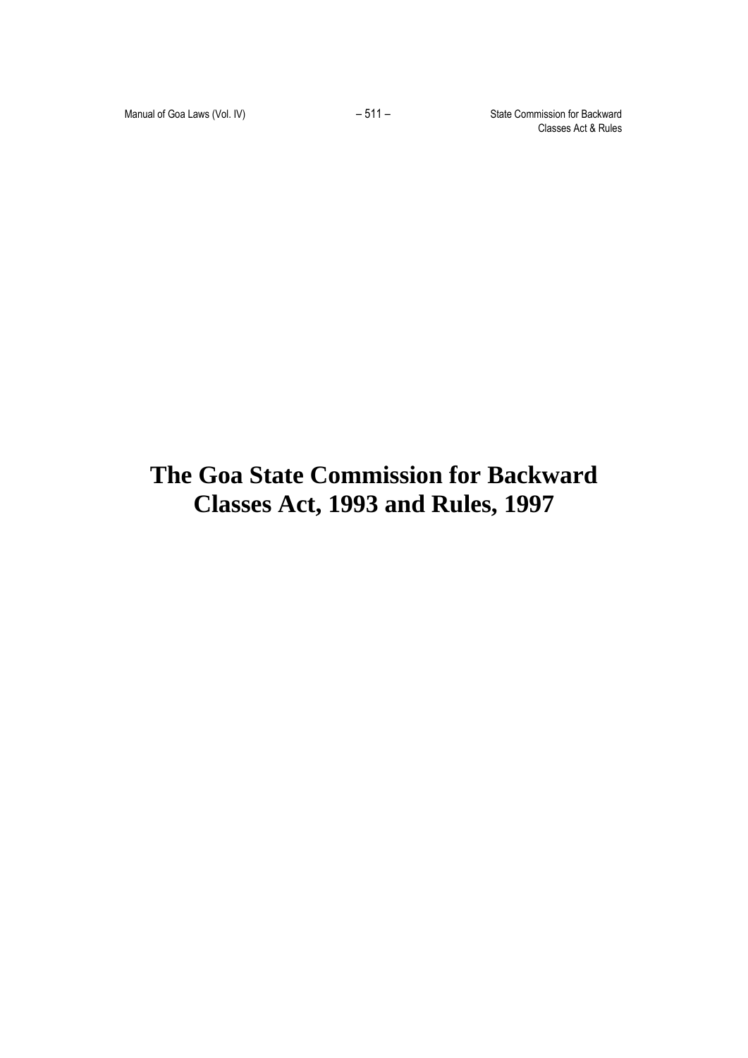# The Goa State Commission for Backward Classes Act, 1993 and Rules, 1997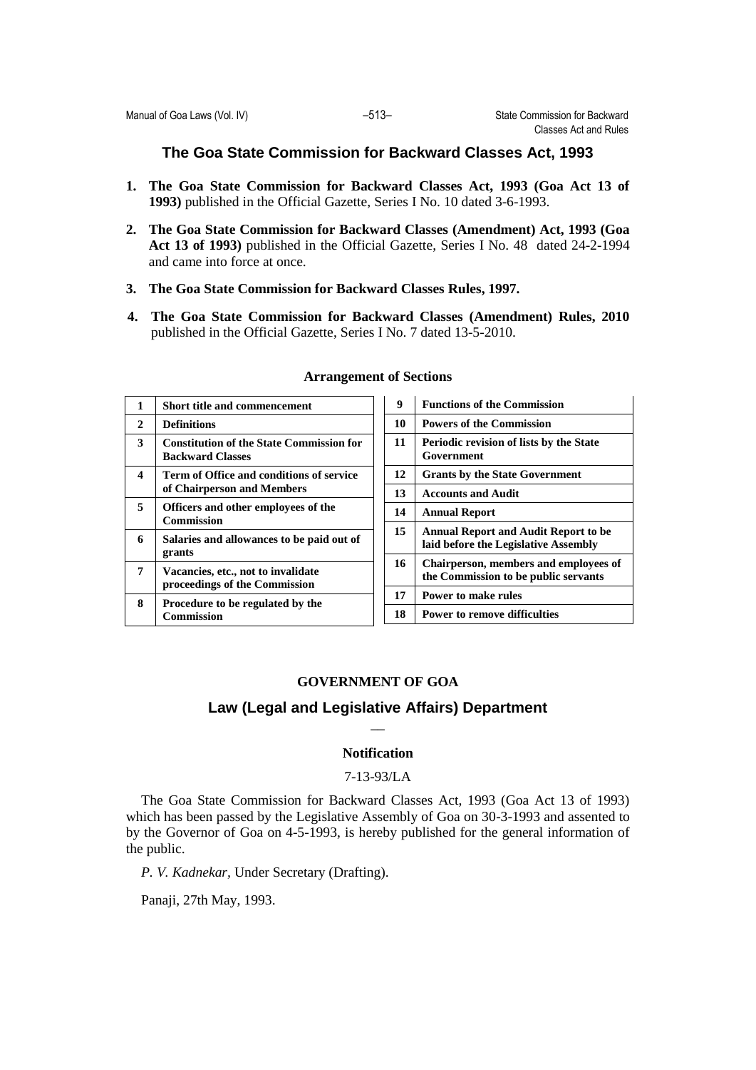## The Goa State Commission for Backward Classes Act, 1993

1. **The Goa State Commission for Backward Classes Act, 1993 (Goa Act 13 of 1993)** published in the Official Gazette, Series I No. 10 dated 3-6-1993.
2. **The Goa State Commission for Backward Classes (Amendment) Act, 1993 (Goa Act 13 of 1993)** published in the Official Gazette, Series I No. 48 dated 24-2-1994 and came into force at once.
3. **The Goa State Commission for Backward Classes Rules, 1997.**
4. **The Goa State Commission for Backward Classes (Amendment) Rules, 2010** published in the Official Gazette, Series I No. 7 dated 13-5-2010.

### Arrangement of Sections

| | |
|---|---|
| **1** | **Short title and commencement** |
| **2** | **Definitions** |
| **3** | **Constitution of the State Commission for Backward Classes** |
| **4** | **Term of Office and conditions of service of Chairperson and Members** |
| **5** | **Officers and other employees of the Commission** |
| **6** | **Salaries and allowances to be paid out of grants** |
| **7** | **Vacancies, etc., not to invalidate proceedings of the Commission** |
| **8** | **Procedure to be regulated by the Commission** |
| **9** | **Functions of the Commission** |
| **10** | **Powers of the Commission** |
| **11** | **Periodic revision of lists by the State Government** |
| **12** | **Grants by the State Government** |
| **13** | **Accounts and Audit** |
| **14** | **Annual Report** |
| **15** | **Annual Report and Audit Report to be laid before the Legislative Assembly** |
| **16** | **Chairperson, members and employees of the Commission to be public servants** |
| **17** | **Power to make rules** |
| **18** | **Power to remove difficulties** |

**GOVERNMENT OF GOA**

### Law (Legal and Legislative Affairs) Department

—

**Notification**

7-13-93/LA

The Goa State Commission for Backward Classes Act, 1993 (Goa Act 13 of 1993) which has been passed by the Legislative Assembly of Goa on 30-3-1993 and assented to by the Governor of Goa on 4-5-1993, is hereby published for the general information of the public.

*P. V. Kadnekar*, Under Secretary (Drafting).

Panaji, 27th May, 1993.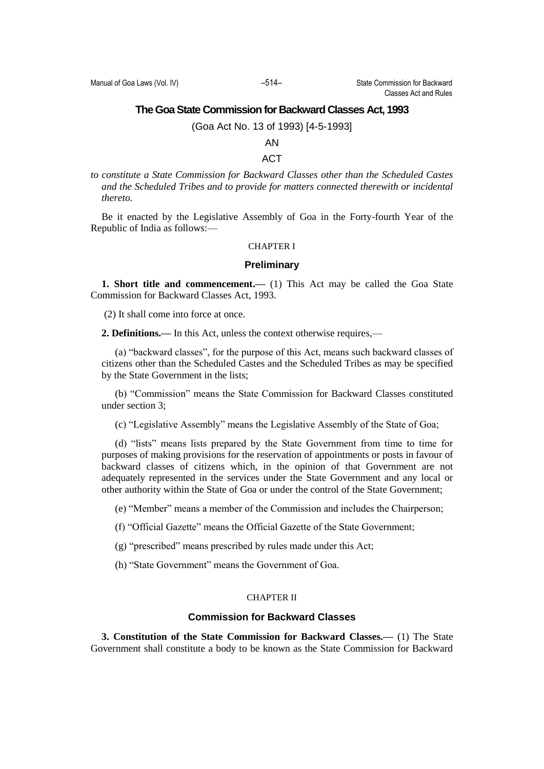# The Goa State Commission for Backward Classes Act, 1993

(Goa Act No. 13 of 1993) [4-5-1993]

AN

ACT

*to constitute a State Commission for Backward Classes other than the Scheduled Castes and the Scheduled Tribes and to provide for matters connected therewith or incidental thereto.*

Be it enacted by the Legislative Assembly of Goa in the Forty-fourth Year of the Republic of India as follows:—

CHAPTER I

### Preliminary

**1. Short title and commencement.—** (1) This Act may be called the Goa State Commission for Backward Classes Act, 1993.

(2) It shall come into force at once.

**2. Definitions.—** In this Act, unless the context otherwise requires,—

(a) "backward classes", for the purpose of this Act, means such backward classes of citizens other than the Scheduled Castes and the Scheduled Tribes as may be specified by the State Government in the lists;

(b) "Commission" means the State Commission for Backward Classes constituted under section 3;

(c) "Legislative Assembly" means the Legislative Assembly of the State of Goa;

(d) "lists" means lists prepared by the State Government from time to time for purposes of making provisions for the reservation of appointments or posts in favour of backward classes of citizens which, in the opinion of that Government are not adequately represented in the services under the State Government and any local or other authority within the State of Goa or under the control of the State Government;

(e) "Member" means a member of the Commission and includes the Chairperson;

(f) "Official Gazette" means the Official Gazette of the State Government;

(g) "prescribed" means prescribed by rules made under this Act;

(h) "State Government" means the Government of Goa.

CHAPTER II

### Commission for Backward Classes

**3. Constitution of the State Commission for Backward Classes.—** (1) The State Government shall constitute a body to be known as the State Commission for Backward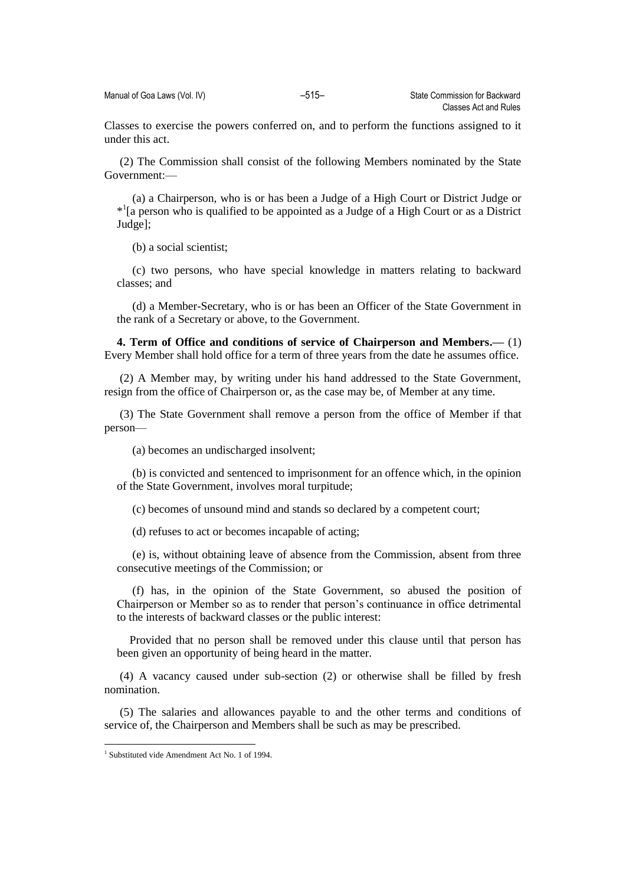Classes to exercise the powers conferred on, and to perform the functions assigned to it under this act.

(2) The Commission shall consist of the following Members nominated by the State Government:—

(a) a Chairperson, who is or has been a Judge of a High Court or District Judge or *[1][a person who is qualified to be appointed as a Judge of a High Court or as a District Judge];

(b) a social scientist;

(c) two persons, who have special knowledge in matters relating to backward classes; and

(d) a Member-Secretary, who is or has been an Officer of the State Government in the rank of a Secretary or above, to the Government.

**4. Term of Office and conditions of service of Chairperson and Members.—** (1) Every Member shall hold office for a term of three years from the date he assumes office.

(2) A Member may, by writing under his hand addressed to the State Government, resign from the office of Chairperson or, as the case may be, of Member at any time.

(3) The State Government shall remove a person from the office of Member if that person—

(a) becomes an undischarged insolvent;

(b) is convicted and sentenced to imprisonment for an offence which, in the opinion of the State Government, involves moral turpitude;

(c) becomes of unsound mind and stands so declared by a competent court;

(d) refuses to act or becomes incapable of acting;

(e) is, without obtaining leave of absence from the Commission, absent from three consecutive meetings of the Commission; or

(f) has, in the opinion of the State Government, so abused the position of Chairperson or Member so as to render that person's continuance in office detrimental to the interests of backward classes or the public interest:

Provided that no person shall be removed under this clause until that person has been given an opportunity of being heard in the matter.

(4) A vacancy caused under sub-section (2) or otherwise shall be filled by fresh nomination.

(5) The salaries and allowances payable to and the other terms and conditions of service of, the Chairperson and Members shall be such as may be prescribed.

---

[1] Substituted vide Amendment Act No. 1 of 1994.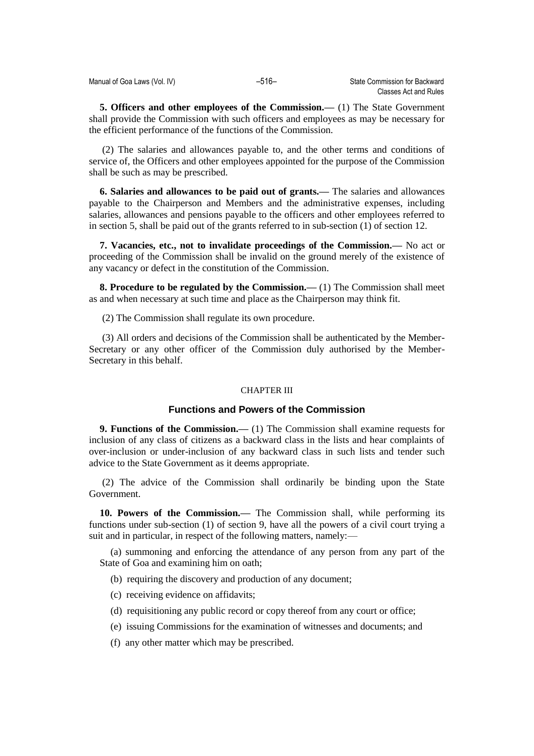**5. Officers and other employees of the Commission.—** (1) The State Government shall provide the Commission with such officers and employees as may be necessary for the efficient performance of the functions of the Commission.

(2) The salaries and allowances payable to, and the other terms and conditions of service of, the Officers and other employees appointed for the purpose of the Commission shall be such as may be prescribed.

**6. Salaries and allowances to be paid out of grants.—** The salaries and allowances payable to the Chairperson and Members and the administrative expenses, including salaries, allowances and pensions payable to the officers and other employees referred to in section 5, shall be paid out of the grants referred to in sub-section (1) of section 12.

**7. Vacancies, etc., not to invalidate proceedings of the Commission.—** No act or proceeding of the Commission shall be invalid on the ground merely of the existence of any vacancy or defect in the constitution of the Commission.

**8. Procedure to be regulated by the Commission.—** (1) The Commission shall meet as and when necessary at such time and place as the Chairperson may think fit.

(2) The Commission shall regulate its own procedure.

(3) All orders and decisions of the Commission shall be authenticated by the Member-Secretary or any other officer of the Commission duly authorised by the Member-Secretary in this behalf.

CHAPTER III

## Functions and Powers of the Commission

**9. Functions of the Commission.—** (1) The Commission shall examine requests for inclusion of any class of citizens as a backward class in the lists and hear complaints of over-inclusion or under-inclusion of any backward class in such lists and tender such advice to the State Government as it deems appropriate.

(2) The advice of the Commission shall ordinarily be binding upon the State Government.

**10. Powers of the Commission.—** The Commission shall, while performing its functions under sub-section (1) of section 9, have all the powers of a civil court trying a suit and in particular, in respect of the following matters, namely:—

(a) summoning and enforcing the attendance of any person from any part of the State of Goa and examining him on oath;

(b) requiring the discovery and production of any document;

(c) receiving evidence on affidavits;

(d) requisitioning any public record or copy thereof from any court or office;

(e) issuing Commissions for the examination of witnesses and documents; and

(f) any other matter which may be prescribed.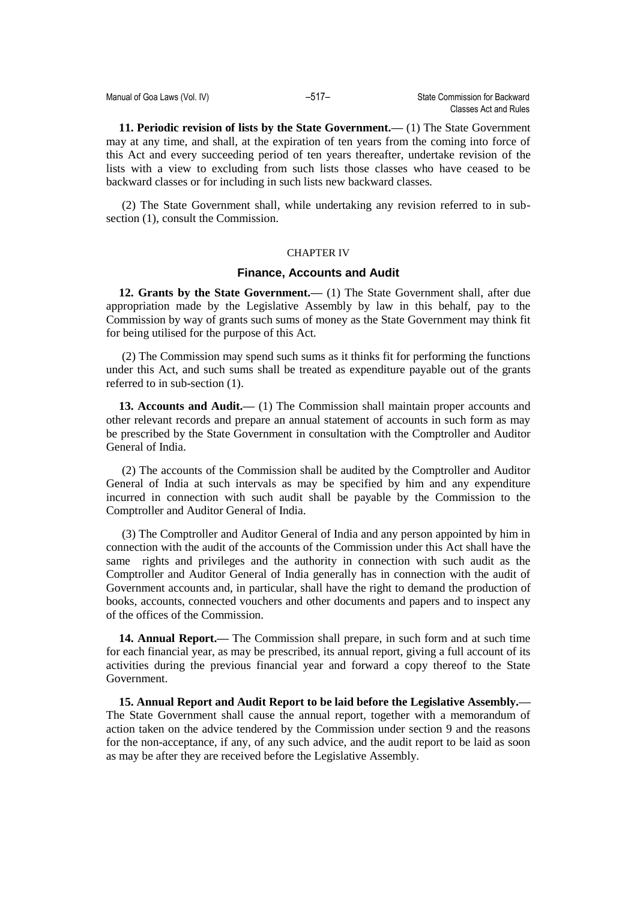**11. Periodic revision of lists by the State Government.—** (1) The State Government may at any time, and shall, at the expiration of ten years from the coming into force of this Act and every succeeding period of ten years thereafter, undertake revision of the lists with a view to excluding from such lists those classes who have ceased to be backward classes or for including in such lists new backward classes.

(2) The State Government shall, while undertaking any revision referred to in sub-section (1), consult the Commission.

CHAPTER IV

## Finance, Accounts and Audit

**12. Grants by the State Government.—** (1) The State Government shall, after due appropriation made by the Legislative Assembly by law in this behalf, pay to the Commission by way of grants such sums of money as the State Government may think fit for being utilised for the purpose of this Act.

(2) The Commission may spend such sums as it thinks fit for performing the functions under this Act, and such sums shall be treated as expenditure payable out of the grants referred to in sub-section (1).

**13. Accounts and Audit.—** (1) The Commission shall maintain proper accounts and other relevant records and prepare an annual statement of accounts in such form as may be prescribed by the State Government in consultation with the Comptroller and Auditor General of India.

(2) The accounts of the Commission shall be audited by the Comptroller and Auditor General of India at such intervals as may be specified by him and any expenditure incurred in connection with such audit shall be payable by the Commission to the Comptroller and Auditor General of India.

(3) The Comptroller and Auditor General of India and any person appointed by him in connection with the audit of the accounts of the Commission under this Act shall have the same rights and privileges and the authority in connection with such audit as the Comptroller and Auditor General of India generally has in connection with the audit of Government accounts and, in particular, shall have the right to demand the production of books, accounts, connected vouchers and other documents and papers and to inspect any of the offices of the Commission.

**14. Annual Report.—** The Commission shall prepare, in such form and at such time for each financial year, as may be prescribed, its annual report, giving a full account of its activities during the previous financial year and forward a copy thereof to the State Government.

**15. Annual Report and Audit Report to be laid before the Legislative Assembly.—** The State Government shall cause the annual report, together with a memorandum of action taken on the advice tendered by the Commission under section 9 and the reasons for the non-acceptance, if any, of any such advice, and the audit report to be laid as soon as may be after they are received before the Legislative Assembly.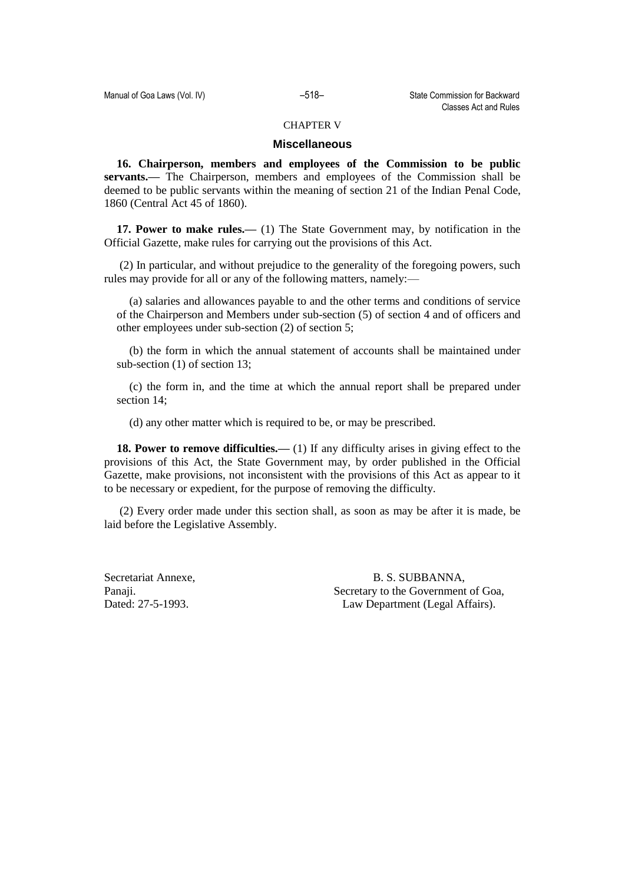CHAPTER V

## Miscellaneous

**16. Chairperson, members and employees of the Commission to be public servants.—** The Chairperson, members and employees of the Commission shall be deemed to be public servants within the meaning of section 21 of the Indian Penal Code, 1860 (Central Act 45 of 1860).

**17. Power to make rules.—** (1) The State Government may, by notification in the Official Gazette, make rules for carrying out the provisions of this Act.

(2) In particular, and without prejudice to the generality of the foregoing powers, such rules may provide for all or any of the following matters, namely:—

(a) salaries and allowances payable to and the other terms and conditions of service of the Chairperson and Members under sub-section (5) of section 4 and of officers and other employees under sub-section (2) of section 5;

(b) the form in which the annual statement of accounts shall be maintained under sub-section (1) of section 13;

(c) the form in, and the time at which the annual report shall be prepared under section 14;

(d) any other matter which is required to be, or may be prescribed.

**18. Power to remove difficulties.—** (1) If any difficulty arises in giving effect to the provisions of this Act, the State Government may, by order published in the Official Gazette, make provisions, not inconsistent with the provisions of this Act as appear to it to be necessary or expedient, for the purpose of removing the difficulty.

(2) Every order made under this section shall, as soon as may be after it is made, be laid before the Legislative Assembly.

Secretariat Annexe,
Panaji.
Dated: 27-5-1993.

B. S. SUBBANNA,
Secretary to the Government of Goa,
Law Department (Legal Affairs).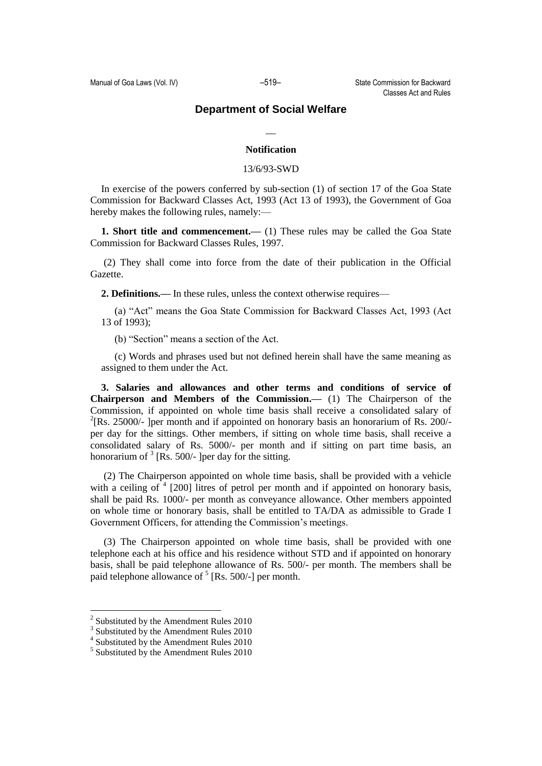## Department of Social Well­fare

—

**Notification**

13/6/93-SWD

In exercise of the powers conferred by sub-section (1) of section 17 of the Goa State Commission for Backward Classes Act, 1993 (Act 13 of 1993), the Government of Goa hereby makes the following rules, namely:—

**1. Short title and commencement.—** (1) These rules may be called the Goa State Commission for Backward Classes Rules, 1997.

(2) They shall come into force from the date of their publication in the Official Gazette.

**2. Definitions.—** In these rules, unless the context otherwise requires—

(a) "Act" means the Goa State Commission for Backward Classes Act, 1993 (Act 13 of 1993);

(b) "Section" means a section of the Act.

(c) Words and phrases used but not defined herein shall have the same meaning as assigned to them under the Act.

**3. Salaries and allowances and other terms and conditions of service of Chairperson and Members of the Commission.—** (1) The Chairperson of the Commission, if appointed on whole time basis shall receive a consolidated salary of [2][Rs. 25000/- ]per month and if appointed on honorary basis an honorarium of Rs. 200/- per day for the sittings. Other members, if sitting on whole time basis, shall receive a consolidated salary of Rs. 5000/- per month and if sitting on part time basis, an honorarium of [3] [Rs. 500/- ]per day for the sitting.

(2) The Chairperson appointed on whole time basis, shall be provided with a vehicle with a ceiling of [4] [200] litres of petrol per month and if appointed on honorary basis, shall be paid Rs. 1000/- per month as conveyance allowance. Other members appointed on whole time or honorary basis, shall be entitled to TA/DA as admissible to Grade I Government Officers, for attending the Commission's meetings.

(3) The Chairperson appointed on whole time basis, shall be provided with one telephone each at his office and his residence without STD and if appointed on honorary basis, shall be paid telephone allowance of Rs. 500/- per month. The members shall be paid telephone allowance of [5] [Rs. 500/-] per month.

---

[2] Substituted by the Amendment Rules 2010

[3] Substituted by the Amendment Rules 2010

[4] Substituted by the Amendment Rules 2010

[5] Substituted by the Amendment Rules 2010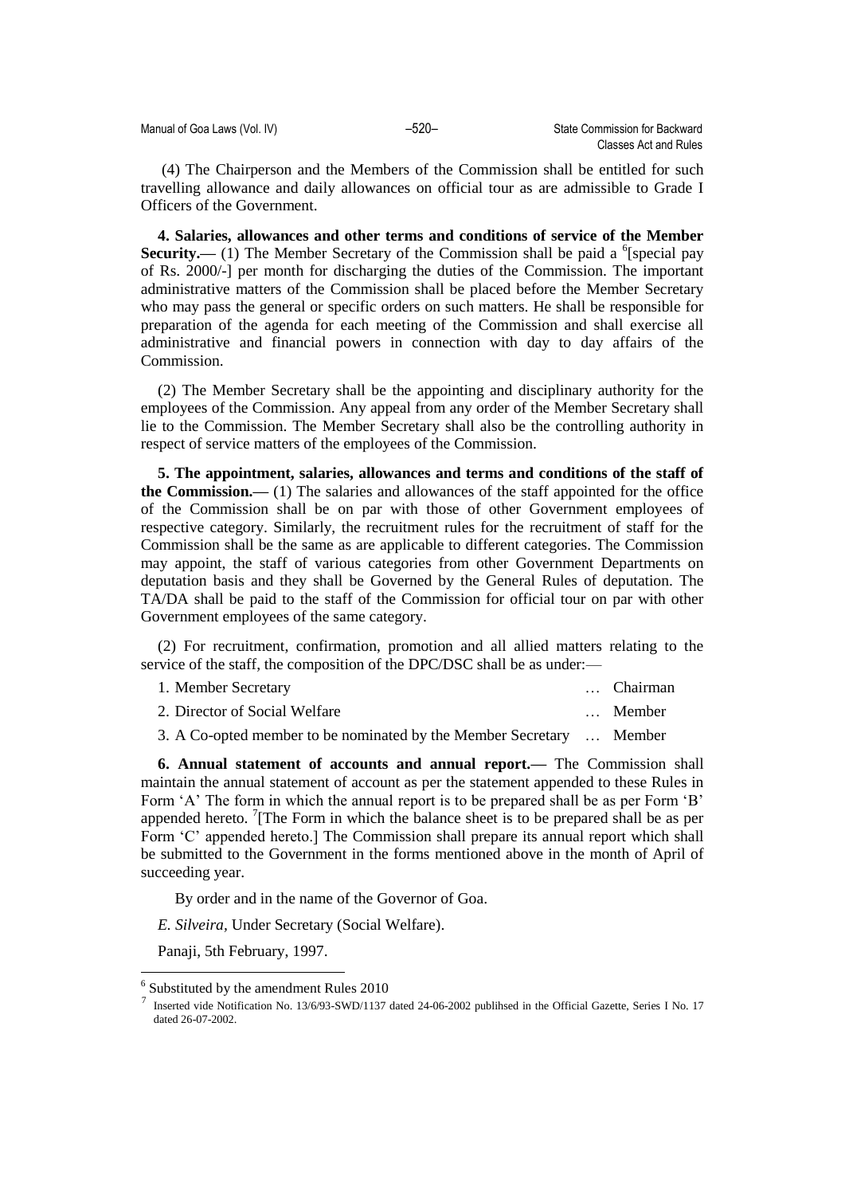(4) The Chairperson and the Members of the Commission shall be entitled for such travelling allowance and daily allowances on official tour as are admissible to Grade I Officers of the Government.

**4. Salaries, allowances and other terms and conditions of service of the Member Security.—** (1) The Member Secretary of the Commission shall be paid a [6][special pay of Rs. 2000/-] per month for discharging the duties of the Commission. The important administrative matters of the Commission shall be placed before the Member Secretary who may pass the general or specific orders on such matters. He shall be responsible for preparation of the agenda for each meeting of the Commission and shall exercise all administrative and financial powers in connection with day to day affairs of the Commission.

(2) The Member Secretary shall be the appointing and disciplinary authority for the employees of the Commission. Any appeal from any order of the Member Secretary shall lie to the Commission. The Member Secretary shall also be the controlling authority in respect of service matters of the employees of the Commission.

**5. The appointment, salaries, allowances and terms and conditions of the staff of the Commission.—** (1) The salaries and allowances of the staff appointed for the office of the Commission shall be on par with those of other Government employees of respective category. Similarly, the recruitment rules for the recruitment of staff for the Commission shall be the same as are applicable to different categories. The Commission may appoint, the staff of various categories from other Government Departments on deputation basis and they shall be Governed by the General Rules of deputation. The TA/DA shall be paid to the staff of the Commission for official tour on par with other Government employees of the same category.

(2) For recruitment, confirmation, promotion and all allied matters relating to the service of the staff, the composition of the DPC/DSC shall be as under:—

1. Member Secretary … Chairman
2. Director of Social Welfare … Member
3. A Co-opted member to be nominated by the Member Secretary … Member

**6. Annual statement of accounts and annual report.—** The Commission shall maintain the annual statement of account as per the statement appended to these Rules in Form 'A' The form in which the annual report is to be prepared shall be as per Form 'B' appended hereto. [7][The Form in which the balance sheet is to be prepared shall be as per Form 'C' appended hereto.] The Commission shall prepare its annual report which shall be submitted to the Government in the forms mentioned above in the month of April of succeeding year.

By order and in the name of the Governor of Goa.

*E. Silveira*, Under Secretary (Social Welfare).

Panaji, 5th February, 1997.

---

[6] Substituted by the amendment Rules 2010

[7] Inserted vide Notification No. 13/6/93-SWD/1137 dated 24-06-2002 publihsed in the Official Gazette, Series I No. 17 dated 26-07-2002.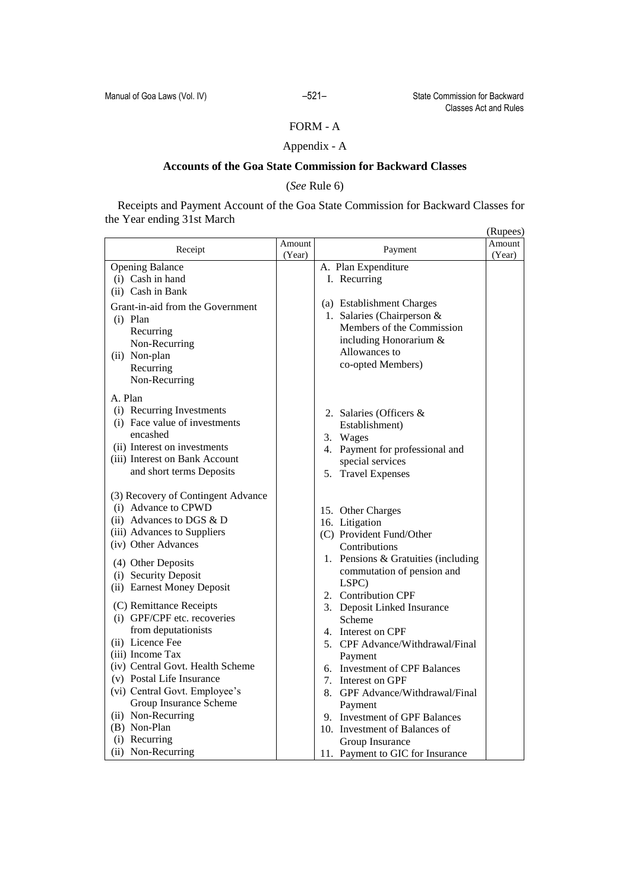FORM - A

Appendix - A

**Accounts of the Goa State Commission for Backward Classes**

(*See* Rule 6)

Receipts and Payment Account of the Goa State Commission for Backward Classes for the Year ending 31st March

(Rupees)

| Receipt | Amount (Year) | Payment | Amount (Year) |
|---|---|---|---|
| Opening Balance<br>(i) Cash in hand<br>(ii) Cash in Bank | | A. Plan Expenditure<br>I. Recurring | |
| Grant-in-aid from the Government<br>(i) Plan<br>Recurring<br>Non-Recurring<br>(ii) Non-plan<br>Recurring<br>Non-Recurring | | (a) Establishment Charges<br>1. Salaries (Chairperson & Members of the Commission including Honorarium & Allowances to co-opted Members) | |
| A. Plan<br>(i) Recurring Investments<br>(i) Face value of investments encashed<br>(ii) Interest on investments<br>(iii) Interest on Bank Account and short terms Deposits | | 2. Salaries (Officers & Establishment)<br>3. Wages<br>4. Payment for professional and special services<br>5. Travel Expenses | |
| (3) Recovery of Contingent Advance<br>(i) Advance to CPWD<br>(ii) Advances to DGS & D<br>(iii) Advances to Suppliers<br>(iv) Other Advances | | 15. Other Charges<br>16. Litigation<br>(C) Provident Fund/Other Contributions | |
| (4) Other Deposits<br>(i) Security Deposit<br>(ii) Earnest Money Deposit | | 1. Pensions & Gratuities (including commutation of pension and LSPC)<br>2. Contribution CPF | |
| (C) Remittance Receipts<br>(i) GPF/CPF etc. recoveries from deputationists<br>(ii) Licence Fee<br>(iii) Income Tax<br>(iv) Central Govt. Health Scheme<br>(v) Postal Life Insurance<br>(vi) Central Govt. Employee's Group Insurance Scheme<br>(ii) Non-Recurring<br>(B) Non-Plan<br>(i) Recurring<br>(ii) Non-Recurring | | 3. Deposit Linked Insurance Scheme<br>4. Interest on CPF<br>5. CPF Advance/Withdrawal/Final Payment<br>6. Investment of CPF Balances<br>7. Interest on GPF<br>8. GPF Advance/Withdrawal/Final Payment<br>9. Investment of GPF Balances<br>10. Investment of Balances of Group Insurance<br>11. Payment to GIC for Insurance | |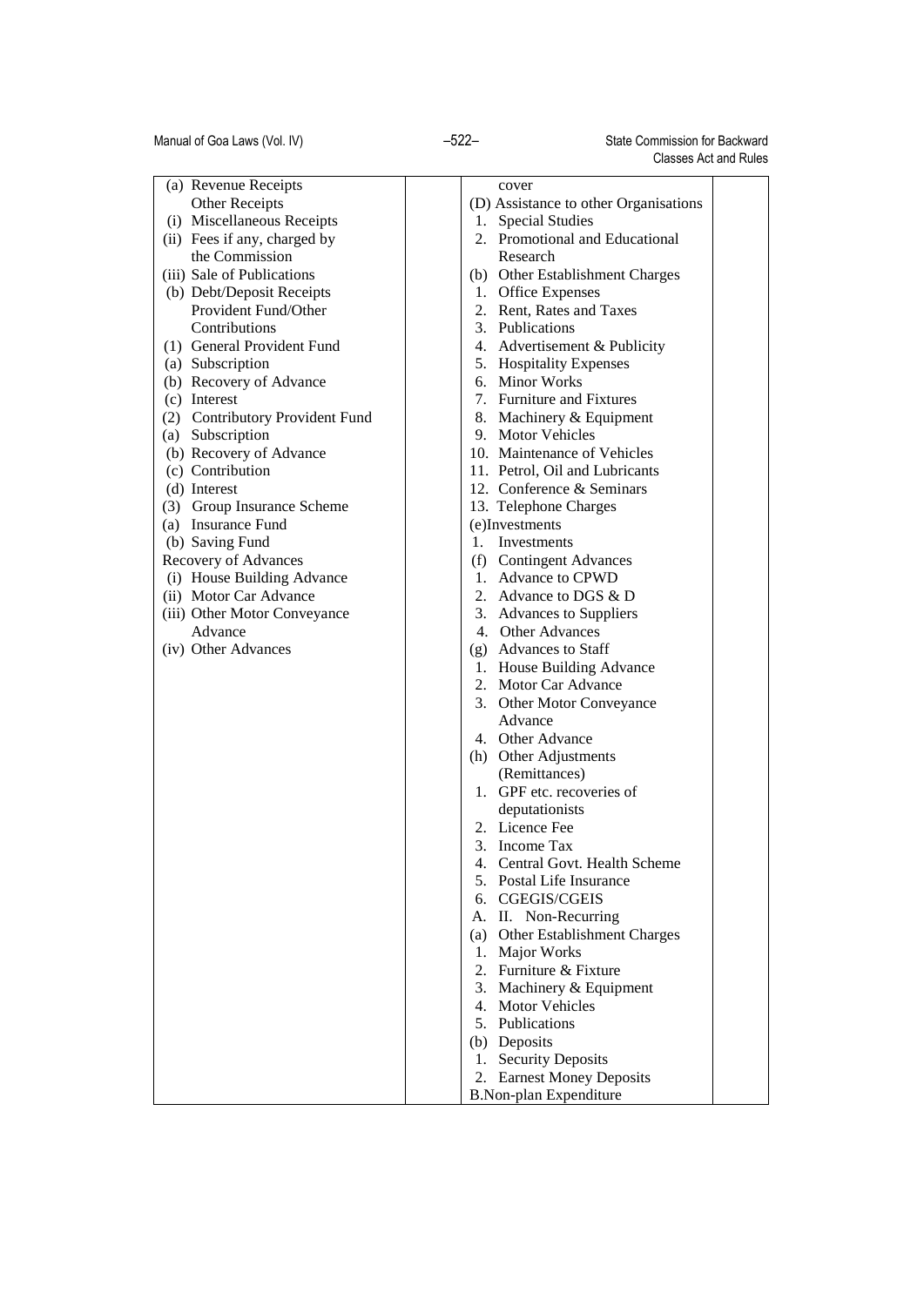| | | | |
|---|---|---|---|
| (a) Revenue Receipts<br>Other Receipts<br>(i) Miscellaneous Receipts<br>(ii) Fees if any, charged by the Commission<br>(iii) Sale of Publications<br>(b) Debt/Deposit Receipts<br>Provident Fund/Other Contributions<br>(1) General Provident Fund<br>(a) Subscription<br>(b) Recovery of Advance<br>(c) Interest<br>(2) Contributory Provident Fund<br>(a) Subscription<br>(b) Recovery of Advance<br>(c) Contribution<br>(d) Interest<br>(3) Group Insurance Scheme<br>(a) Insurance Fund<br>(b) Saving Fund<br>Recovery of Advances<br>(i) House Building Advance<br>(ii) Motor Car Advance<br>(iii) Other Motor Conveyance Advance<br>(iv) Other Advances | | cover<br>(D) Assistance to other Organisations<br>1. Special Studies<br>2. Promotional and Educational Research<br>(b) Other Establishment Charges<br>1. Office Expenses<br>2. Rent, Rates and Taxes<br>3. Publications<br>4. Advertisement & Publicity<br>5. Hospitality Expenses<br>6. Minor Works<br>7. Furniture and Fixtures<br>8. Machinery & Equipment<br>9. Motor Vehicles<br>10. Maintenance of Vehicles<br>11. Petrol, Oil and Lubricants<br>12. Conference & Seminars<br>13. Telephone Charges<br>(e)Investments<br>1. Investments<br>(f) Contingent Advances<br>1. Advance to CPWD<br>2. Advance to DGS & D<br>3. Advances to Suppliers<br>4. Other Advances<br>(g) Advances to Staff<br>1. House Building Advance<br>2. Motor Car Advance<br>3. Other Motor Conveyance Advance<br>4. Other Advance<br>(h) Other Adjustments (Remittances)<br>1. GPF etc. recoveries of deputationists<br>2. Licence Fee<br>3. Income Tax<br>4. Central Govt. Health Scheme<br>5. Postal Life Insurance<br>6. CGEGIS/CGEIS<br>A. II. Non-Recurring<br>(a) Other Establishment Charges<br>1. Major Works<br>2. Furniture & Fixture<br>3. Machinery & Equipment<br>4. Motor Vehicles<br>5. Publications<br>(b) Deposits<br>1. Security Deposits<br>2. Earnest Money Deposits<br>B.Non-plan Expenditure | |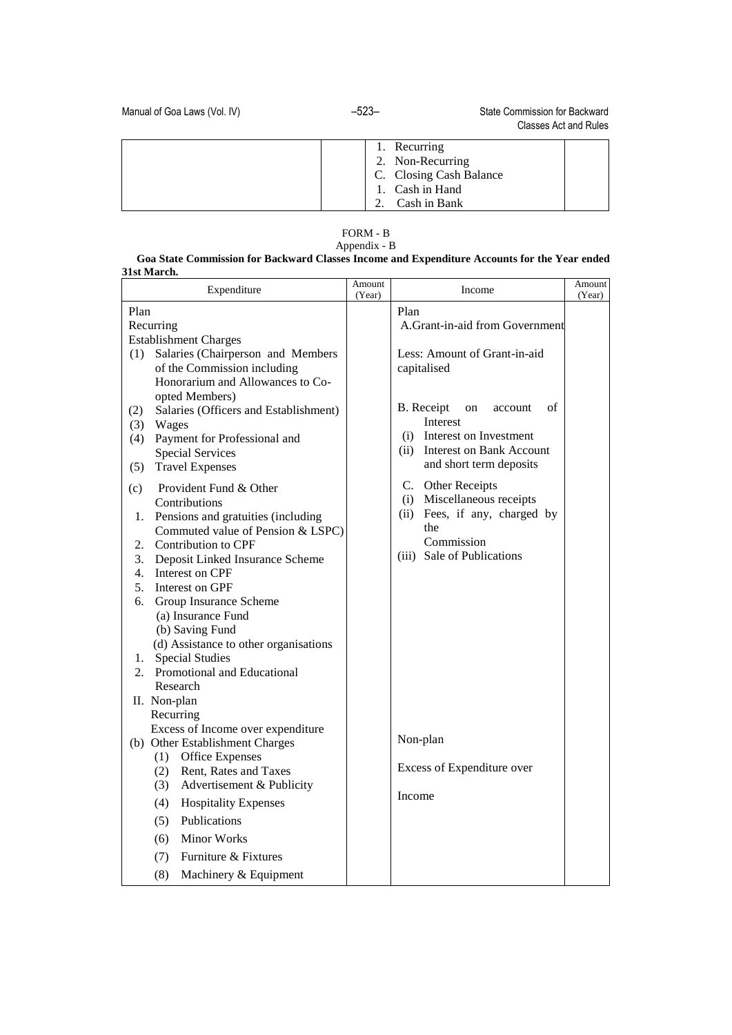| | | | |
|---|---|---|---|
| | | 1. Recurring<br>2. Non-Recurring<br>C. Closing Cash Balance<br>1. Cash in Hand<br>2. Cash in Bank | |

FORM - B

Appendix - B

**Goa State Commission for Backward Classes Income and Expenditure Accounts for the Year ended 31st March.**

| Expenditure | Amount (Year) | Income | Amount (Year) |
|---|---|---|---|
| Plan | | Plan | |
| Recurring | | A.Grant-in-aid from Government | |
| Establishment Charges | | | |
| (1) Salaries (Chairperson and Members of the Commission including Honorarium and Allowances to Co-opted Members) | | Less: Amount of Grant-in-aid capitalised | |
| (2) Salaries (Officers and Establishment) | | B. Receipt on account of Interest | |
| (3) Wages | | | |
| (4) Payment for Professional and Special Services | | (i) Interest on Investment | |
| (5) Travel Expenses | | (ii) Interest on Bank Account and short term deposits | |
| (c) Provident Fund & Other Contributions | | C. Other Receipts | |
| 1. Pensions and gratuities (including Commuted value of Pension & LSPC) | | (i) Miscellaneous receipts | |
| 2. Contribution to CPF | | (ii) Fees, if any, charged by the Commission | |
| 3. Deposit Linked Insurance Scheme | | (iii) Sale of Publications | |
| 4. Interest on CPF | | | |
| 5. Interest on GPF | | | |
| 6. Group Insurance Scheme | | | |
| (a) Insurance Fund | | | |
| (b) Saving Fund | | | |
| (d) Assistance to other organisations | | | |
| 1. Special Studies | | | |
| 2. Promotional and Educational Research | | | |
| II. Non-plan | | | |
| Recurring | | | |
| Excess of Income over expenditure | | | |
| (b) Other Establishment Charges | | Non-plan | |
| (1) Office Expenses | | | |
| (2) Rent, Rates and Taxes | | Excess of Expenditure over | |
| (3) Advertisement & Publicity | | Income | |
| (4) Hospitality Expenses | | | |
| (5) Publications | | | |
| (6) Minor Works | | | |
| (7) Furniture & Fixtures | | | |
| (8) Machinery & Equipment | | | |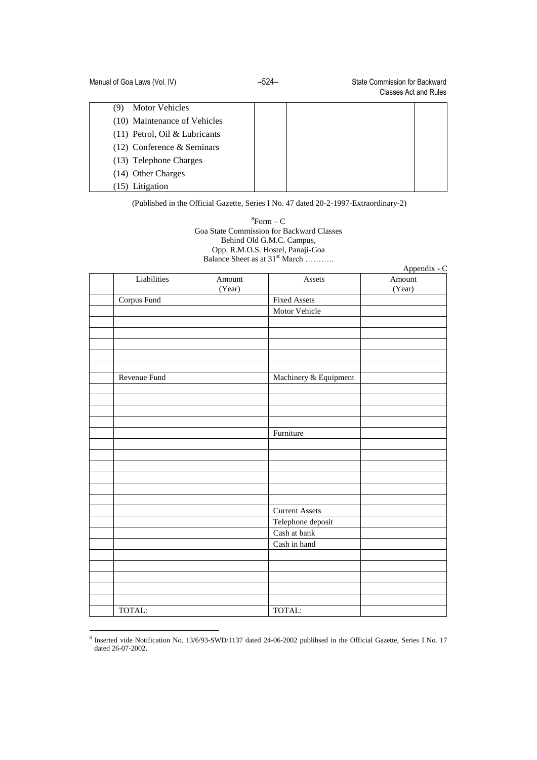| | | | |
|---|---|---|---|
| (9) Motor Vehicles | | | |
| (10) Maintenance of Vehicles | | | |
| (11) Petrol, Oil & Lubricants | | | |
| (12) Conference & Seminars | | | |
| (13) Telephone Charges | | | |
| (14) Other Charges | | | |
| (15) Litigation | | | |

(Published in the Official Gazette, Series I No. 47 dated 20-2-1997-Extraordinary-2)

[8]Form – C
Goa State Commission for Backward Classes
Behind Old G.M.C. Campus,
Opp. R.M.O.S. Hostel, Panaji-Goa
Balance Sheet as at 31[st] March ………..

Appendix - C

| | Liabilities | Amount (Year) | Assets | Amount (Year) |
|---|---|---|---|---|
| | Corpus Fund | | Fixed Assets | |
| | | | Motor Vehicle | |
| | | | | |
| | | | | |
| | | | | |
| | | | | |
| | | | | |
| | Revenue Fund | | Machinery & Equipment | |
| | | | | |
| | | | | |
| | | | | |
| | | | | |
| | | | Furniture | |
| | | | | |
| | | | | |
| | | | | |
| | | | | |
| | | | | |
| | | | | |
| | | | Current Assets | |
| | | | Telephone deposit | |
| | | | Cash at bank | |
| | | | Cash in hand | |
| | | | | |
| | | | | |
| | | | | |
| | | | | |
| | | | | |
| | TOTAL: | | TOTAL: | |

[8] Inserted vide Notification No. 13/6/93-SWD/1137 dated 24-06-2002 publihsed in the Official Gazette, Series I No. 17 dated 26-07-2002.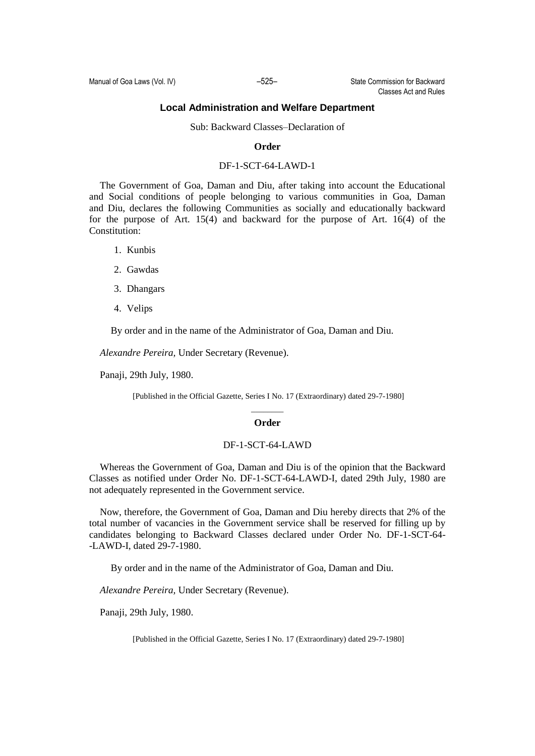## Local Administration and Welfare Department

Sub: Backward Classes–Declaration of

**Order**

DF-1-SCT-64-LAWD-1

The Government of Goa, Daman and Diu, after taking into account the Educational and Social conditions of people belonging to various communities in Goa, Daman and Diu, declares the following Communities as socially and educationally backward for the purpose of Art. 15(4) and backward for the purpose of Art. 16(4) of the Constitution:

1. Kunbis
2. Gawdas
3. Dhangars
4. Velips

By order and in the name of the Administrator of Goa, Daman and Diu.

*Alexandre Pereira,* Under Secretary (Revenue).

Panaji, 29th July, 1980.

[Published in the Official Gazette, Series I No. 17 (Extraordinary) dated 29-7-1980]

---

**Order**

DF-1-SCT-64-LAWD

Whereas the Government of Goa, Daman and Diu is of the opinion that the Backward Classes as notified under Order No. DF-1-SCT-64-LAWD-I, dated 29th July, 1980 are not adequately represented in the Government service.

Now, therefore, the Government of Goa, Daman and Diu hereby directs that 2% of the total number of vacancies in the Government service shall be reserved for filling up by candidates belonging to Backward Classes declared under Order No. DF-1-SCT-64-LAWD-I, dated 29-7-1980.

By order and in the name of the Administrator of Goa, Daman and Diu.

*Alexandre Pereira,* Under Secretary (Revenue).

Panaji, 29th July, 1980.

[Published in the Official Gazette, Series I No. 17 (Extraordinary) dated 29-7-1980]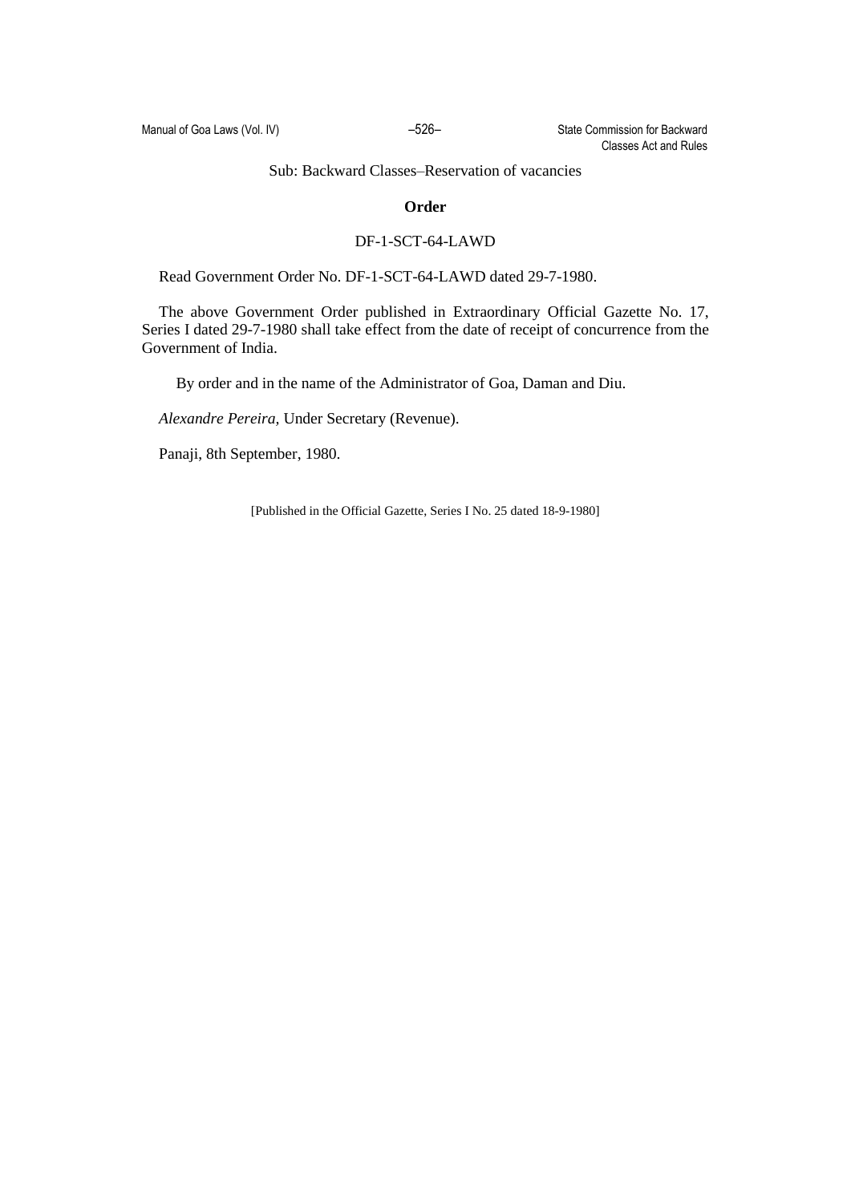Sub: Backward Classes–Reservation of vacancies

**Order**

DF-1-SCT-64-LAWD

Read Government Order No. DF-1-SCT-64-LAWD dated 29-7-1980.

The above Government Order published in Extraordinary Official Gazette No. 17, Series I dated 29-7-1980 shall take effect from the date of receipt of concurrence from the Government of India.

By order and in the name of the Administrator of Goa, Daman and Diu.

*Alexandre Pereira,* Under Secretary (Revenue).

Panaji, 8th September, 1980.

[Published in the Official Gazette, Series I No. 25 dated 18-9-1980]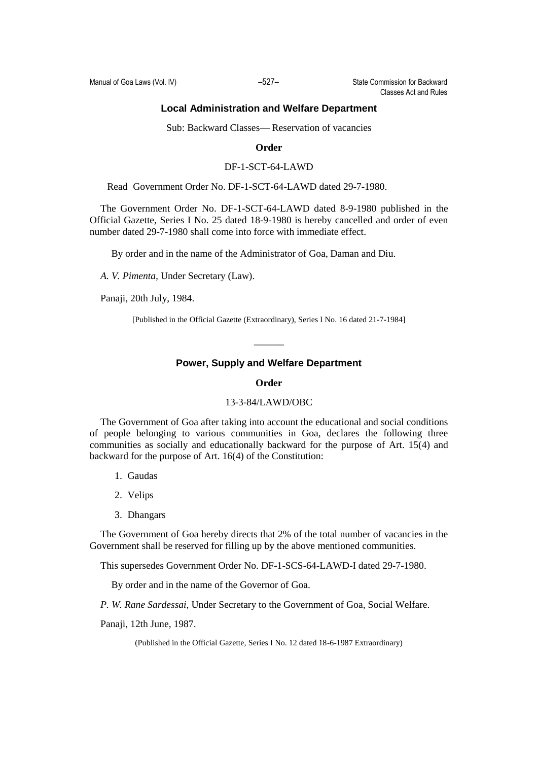### Local Administration and Welfare Department

Sub: Backward Classes— Reservation of vacancies

**Order**

DF-1-SCT-64-LAWD

Read Government Order No. DF-1-SCT-64-LAWD dated 29-7-1980.

The Government Order No. DF-1-SCT-64-LAWD dated 8-9-1980 published in the Official Gazette, Series I No. 25 dated 18-9-1980 is hereby cancelled and order of even number dated 29-7-1980 shall come into force with immediate effect.

By order and in the name of the Administrator of Goa, Daman and Diu.

*A. V. Pimenta,* Under Secretary (Law).

Panaji, 20th July, 1984.

[Published in the Official Gazette (Extraordinary), Series I No. 16 dated 21-7-1984]

———

### Power, Supply and Welfare Department

**Order**

13-3-84/LAWD/OBC

The Government of Goa after taking into account the educational and social conditions of people belonging to various communities in Goa, declares the following three communities as socially and educationally backward for the purpose of Art. 15(4) and backward for the purpose of Art. 16(4) of the Constitution:

1. Gaudas
2. Velips
3. Dhangars

The Government of Goa hereby directs that 2% of the total number of vacancies in the Government shall be reserved for filling up by the above mentioned communities.

This supersedes Government Order No. DF-1-SCS-64-LAWD-I dated 29-7-1980.

By order and in the name of the Governor of Goa.

*P. W. Rane Sardessai,* Under Secretary to the Government of Goa, Social Welfare.

Panaji, 12th June, 1987.

(Published in the Official Gazette, Series I No. 12 dated 18-6-1987 Extraordinary)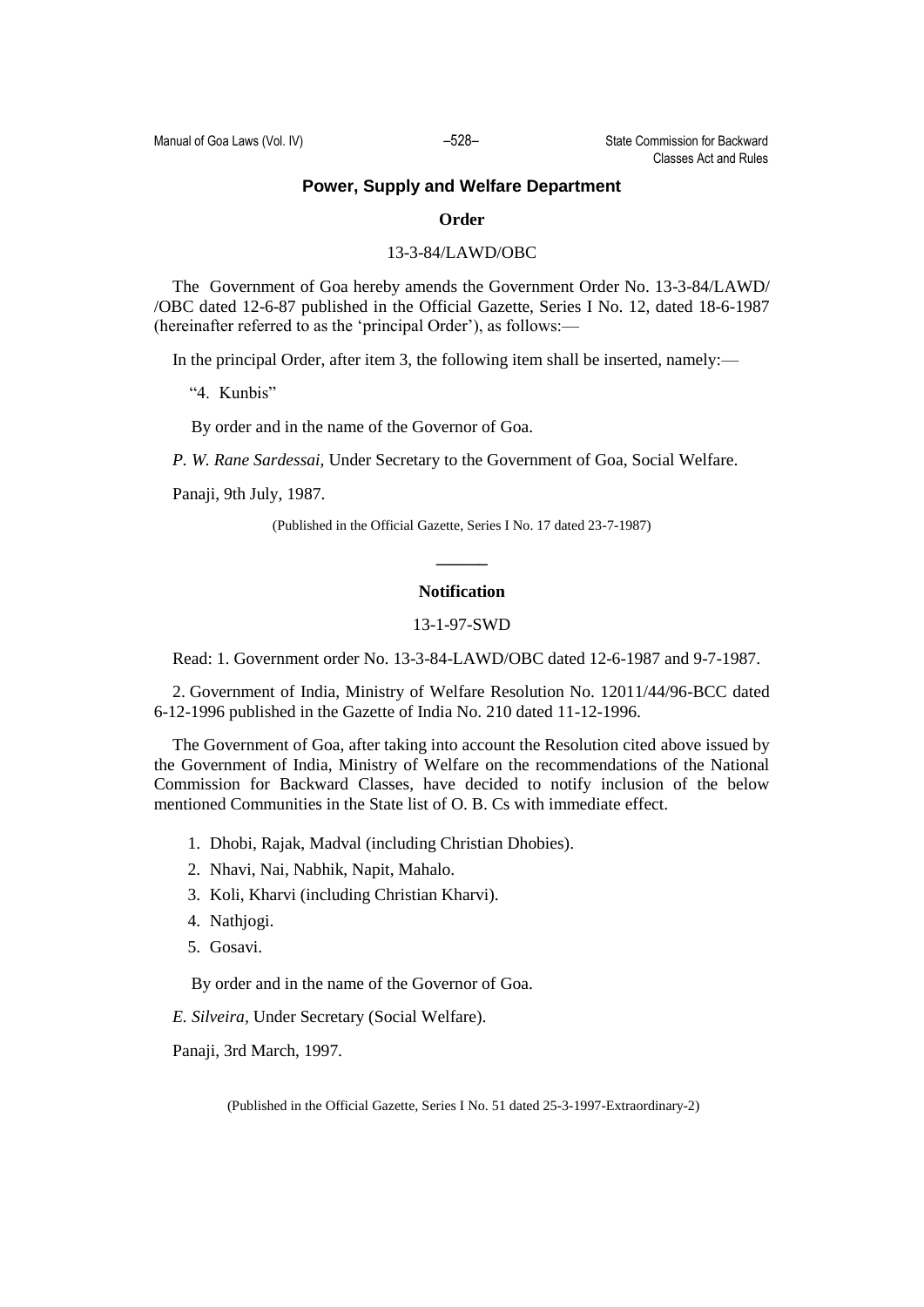## Power, Supply and Welfare Department

**Order**

13-3-84/LAWD/OBC

The Government of Goa hereby amends the Government Order No. 13-3-84/LAWD/ /OBC dated 12-6-87 published in the Official Gazette, Series I No. 12, dated 18-6-1987 (hereinafter referred to as the 'principal Order'), as follows:—

In the principal Order, after item 3, the following item shall be inserted, namely:—

"4. Kunbis"

By order and in the name of the Governor of Goa.

*P. W. Rane Sardessai,* Under Secretary to the Government of Goa, Social Welfare.

Panaji, 9th July, 1987.

(Published in the Official Gazette, Series I No. 17 dated 23-7-1987)

---

**Notification**

13-1-97-SWD

Read: 1. Government order No. 13-3-84-LAWD/OBC dated 12-6-1987 and 9-7-1987.

2. Government of India, Ministry of Welfare Resolution No. 12011/44/96-BCC dated 6-12-1996 published in the Gazette of India No. 210 dated 11-12-1996.

The Government of Goa, after taking into account the Resolution cited above issued by the Government of India, Ministry of Welfare on the recommendations of the National Commission for Backward Classes, have decided to notify inclusion of the below mentioned Communities in the State list of O. B. Cs with immediate effect.

1. Dhobi, Rajak, Madval (including Christian Dhobies).
2. Nhavi, Nai, Nabhik, Napit, Mahalo.
3. Koli, Kharvi (including Christian Kharvi).
4. Nathjogi.
5. Gosavi.

By order and in the name of the Governor of Goa.

*E. Silveira,* Under Secretary (Social Welfare).

Panaji, 3rd March, 1997.

(Published in the Official Gazette, Series I No. 51 dated 25-3-1997-Extraordinary-2)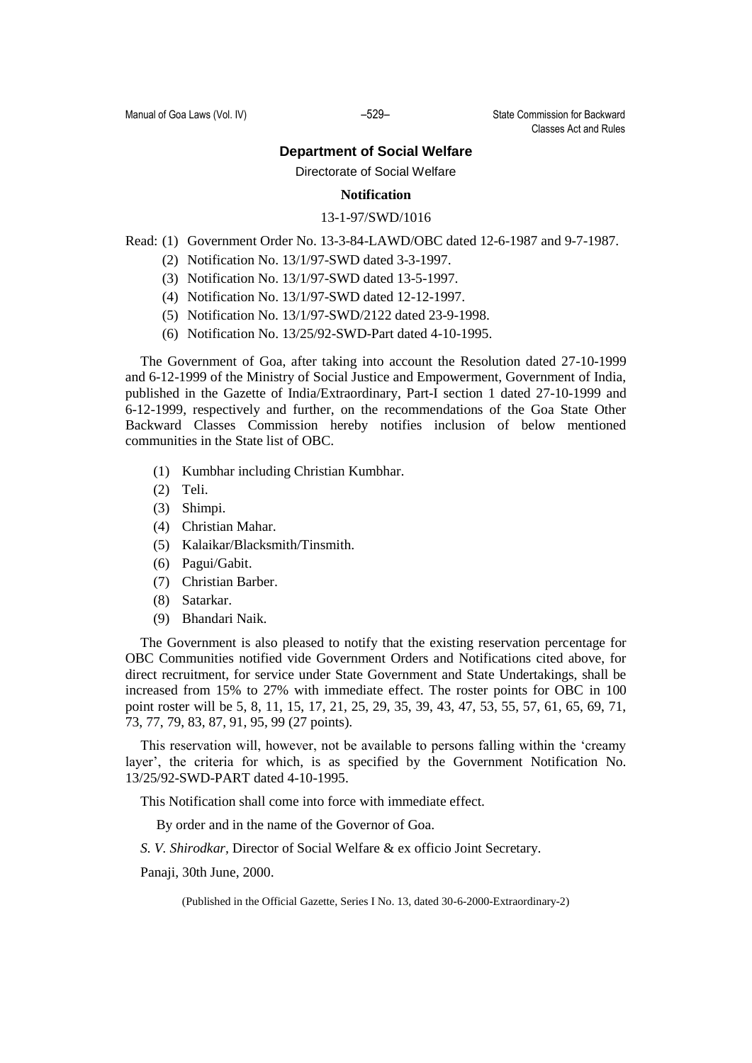## Department of Social Welfare

Directorate of Social Welfare

### Notification

13-1-97/SWD/1016

Read: (1) Government Order No. 13-3-84-LAWD/OBC dated 12-6-1987 and 9-7-1987.

(2) Notification No. 13/1/97-SWD dated 3-3-1997.

(3) Notification No. 13/1/97-SWD dated 13-5-1997.

(4) Notification No. 13/1/97-SWD dated 12-12-1997.

(5) Notification No. 13/1/97-SWD/2122 dated 23-9-1998.

(6) Notification No. 13/25/92-SWD-Part dated 4-10-1995.

The Government of Goa, after taking into account the Resolution dated 27-10-1999 and 6-12-1999 of the Ministry of Social Justice and Empowerment, Government of India, published in the Gazette of India/Extraordinary, Part-I section 1 dated 27-10-1999 and 6-12-1999, respectively and further, on the recommendations of the Goa State Other Backward Classes Commission hereby notifies inclusion of below mentioned communities in the State list of OBC.

(1) Kumbhar including Christian Kumbhar.

(2) Teli.

(3) Shimpi.

(4) Christian Mahar.

(5) Kalaikar/Blacksmith/Tinsmith.

(6) Pagui/Gabit.

(7) Christian Barber.

(8) Satarkar.

(9) Bhandari Naik.

The Government is also pleased to notify that the existing reservation percentage for OBC Communities notified vide Government Orders and Notifications cited above, for direct recruitment, for service under State Government and State Undertakings, shall be increased from 15% to 27% with immediate effect. The roster points for OBC in 100 point roster will be 5, 8, 11, 15, 17, 21, 25, 29, 35, 39, 43, 47, 53, 55, 57, 61, 65, 69, 71, 73, 77, 79, 83, 87, 91, 95, 99 (27 points).

This reservation will, however, not be available to persons falling within the 'creamy layer', the criteria for which, is as specified by the Government Notification No. 13/25/92-SWD-PART dated 4-10-1995.

This Notification shall come into force with immediate effect.

By order and in the name of the Governor of Goa.

*S. V. Shirodkar*, Director of Social Welfare & ex officio Joint Secretary.

Panaji, 30th June, 2000.

(Published in the Official Gazette, Series I No. 13, dated 30-6-2000-Extraordinary-2)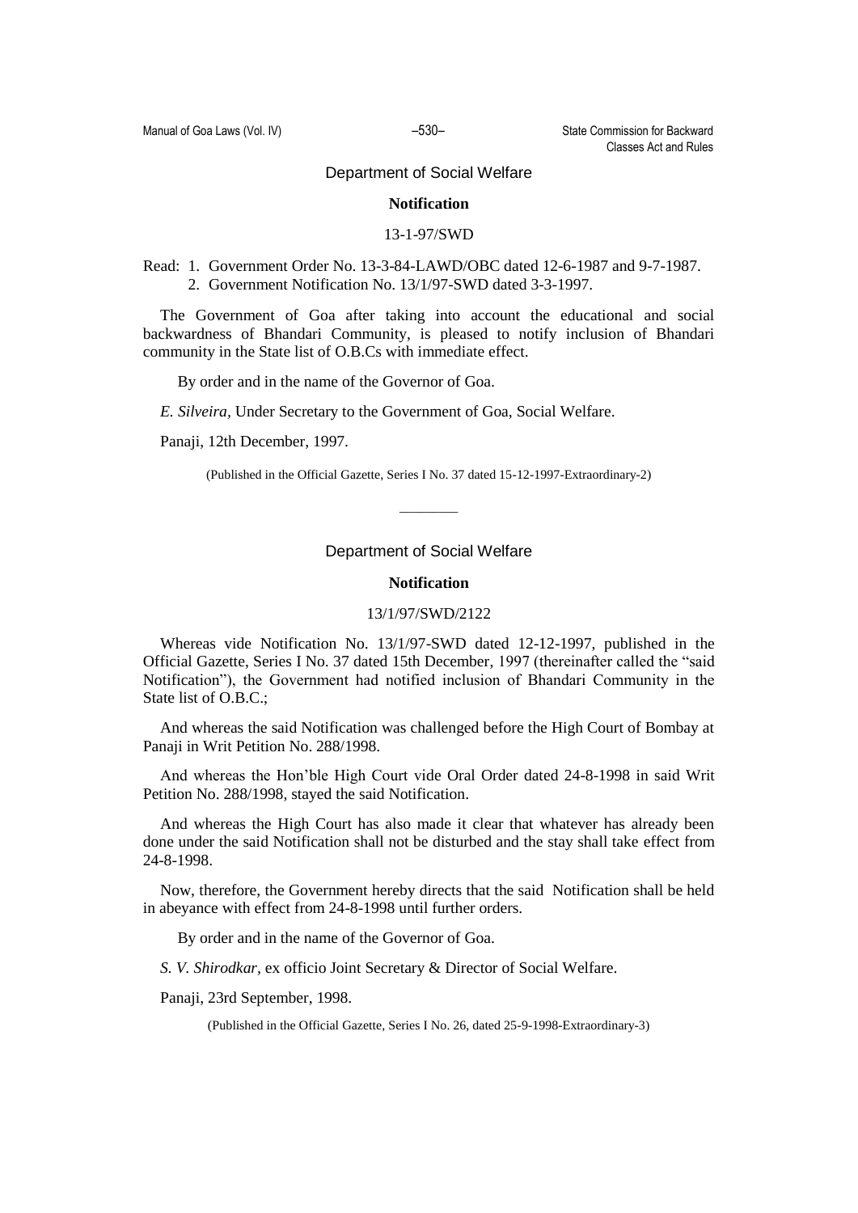## Department of Social Welfare

### Notification

13-1-97/SWD

Read: 1. Government Order No. 13-3-84-LAWD/OBC dated 12-6-1987 and 9-7-1987.
2. Government Notification No. 13/1/97-SWD dated 3-3-1997.

The Government of Goa after taking into account the educational and social backwardness of Bhandari Community, is pleased to notify inclusion of Bhandari community in the State list of O.B.Cs with immediate effect.

By order and in the name of the Governor of Goa.

*E. Silveira*, Under Secretary to the Government of Goa, Social Welfare.

Panaji, 12th December, 1997.

(Published in the Official Gazette, Series I No. 37 dated 15-12-1997-Extraordinary-2)

---

## Department of Social Welfare

### Notification

13/1/97/SWD/2122

Whereas vide Notification No. 13/1/97-SWD dated 12-12-1997, published in the Official Gazette, Series I No. 37 dated 15th December, 1997 (thereinafter called the "said Notification"), the Government had notified inclusion of Bhandari Community in the State list of O.B.C.;

And whereas the said Notification was challenged before the High Court of Bombay at Panaji in Writ Petition No. 288/1998.

And whereas the Hon'ble High Court vide Oral Order dated 24-8-1998 in said Writ Petition No. 288/1998, stayed the said Notification.

And whereas the High Court has also made it clear that whatever has already been done under the said Notification shall not be disturbed and the stay shall take effect from 24-8-1998.

Now, therefore, the Government hereby directs that the said Notification shall be held in abeyance with effect from 24-8-1998 until further orders.

By order and in the name of the Governor of Goa.

*S. V. Shirodkar*, ex officio Joint Secretary & Director of Social Welfare.

Panaji, 23rd September, 1998.

(Published in the Official Gazette, Series I No. 26, dated 25-9-1998-Extraordinary-3)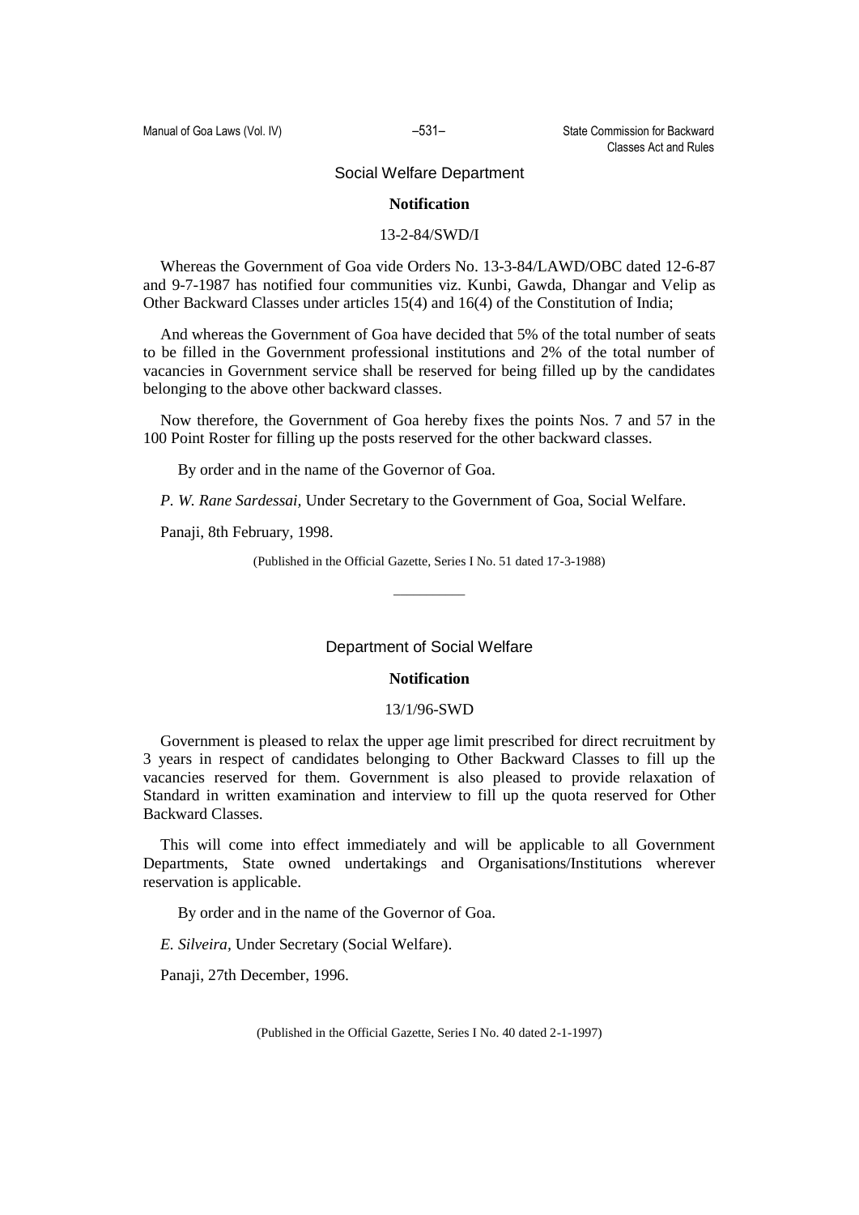## Social Welfare Department

**Notification**

13-2-84/SWD/I

Whereas the Government of Goa vide Orders No. 13-3-84/LAWD/OBC dated 12-6-87 and 9-7-1987 has notified four communities viz. Kunbi, Gawda, Dhangar and Velip as Other Backward Classes under articles 15(4) and 16(4) of the Constitution of India;

And whereas the Government of Goa have decided that 5% of the total number of seats to be filled in the Government professional institutions and 2% of the total number of vacancies in Government service shall be reserved for being filled up by the candidates belonging to the above other backward classes.

Now therefore, the Government of Goa hereby fixes the points Nos. 7 and 57 in the 100 Point Roster for filling up the posts reserved for the other backward classes.

By order and in the name of the Governor of Goa.

*P. W. Rane Sardessai,* Under Secretary to the Government of Goa, Social Welfare.

Panaji, 8th February, 1998.

(Published in the Official Gazette, Series I No. 51 dated 17-3-1988)

---

## Department of Social Welfare

**Notification**

13/1/96-SWD

Government is pleased to relax the upper age limit prescribed for direct recruitment by 3 years in respect of candidates belonging to Other Backward Classes to fill up the vacancies reserved for them. Government is also pleased to provide relaxation of Standard in written examination and interview to fill up the quota reserved for Other Backward Classes.

This will come into effect immediately and will be applicable to all Government Departments, State owned undertakings and Organisations/Institutions wherever reservation is applicable.

By order and in the name of the Governor of Goa.

*E. Silveira,* Under Secretary (Social Welfare).

Panaji, 27th December, 1996.

(Published in the Official Gazette, Series I No. 40 dated 2-1-1997)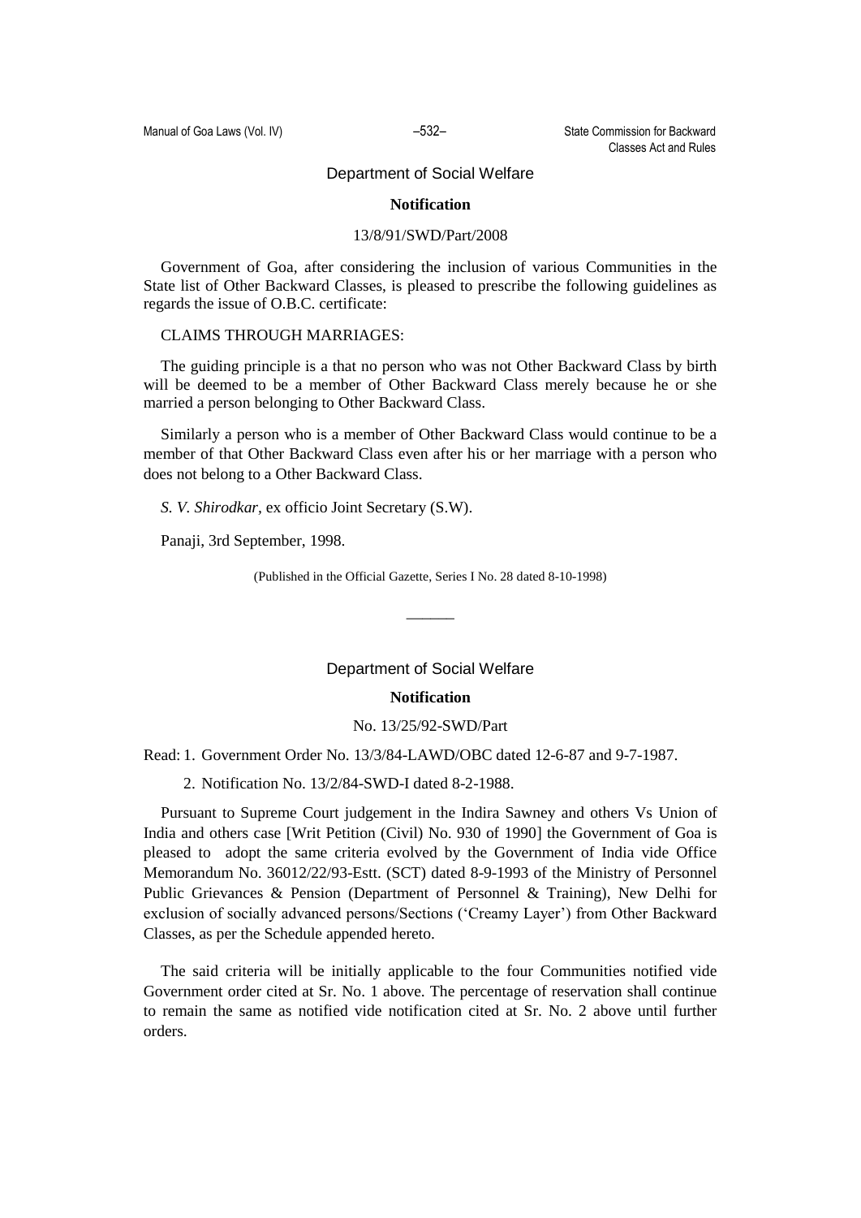## Department of Social Welfare

### Notification

13/8/91/SWD/Part/2008

Government of Goa, after considering the inclusion of various Communities in the State list of Other Backward Classes, is pleased to prescribe the following guidelines as regards the issue of O.B.C. certificate:

CLAIMS THROUGH MARRIAGES:

The guiding principle is a that no person who was not Other Backward Class by birth will be deemed to be a member of Other Backward Class merely because he or she married a person belonging to Other Backward Class.

Similarly a person who is a member of Other Backward Class would continue to be a member of that Other Backward Class even after his or her marriage with a person who does not belong to a Other Backward Class.

*S. V. Shirodkar*, ex officio Joint Secretary (S.W).

Panaji, 3rd September, 1998.

(Published in the Official Gazette, Series I No. 28 dated 8-10-1998)

______

## Department of Social Welfare

### Notification

No. 13/25/92-SWD/Part

Read: 1. Government Order No. 13/3/84-LAWD/OBC dated 12-6-87 and 9-7-1987.

2. Notification No. 13/2/84-SWD-I dated 8-2-1988.

Pursuant to Supreme Court judgement in the Indira Sawney and others Vs Union of India and others case [Writ Petition (Civil) No. 930 of 1990] the Government of Goa is pleased to adopt the same criteria evolved by the Government of India vide Office Memorandum No. 36012/22/93-Estt. (SCT) dated 8-9-1993 of the Ministry of Personnel Public Grievances & Pension (Department of Personnel & Training), New Delhi for exclusion of socially advanced persons/Sections ('Creamy Layer') from Other Backward Classes, as per the Schedule appended hereto.

The said criteria will be initially applicable to the four Communities notified vide Government order cited at Sr. No. 1 above. The percentage of reservation shall continue to remain the same as notified vide notification cited at Sr. No. 2 above until further orders.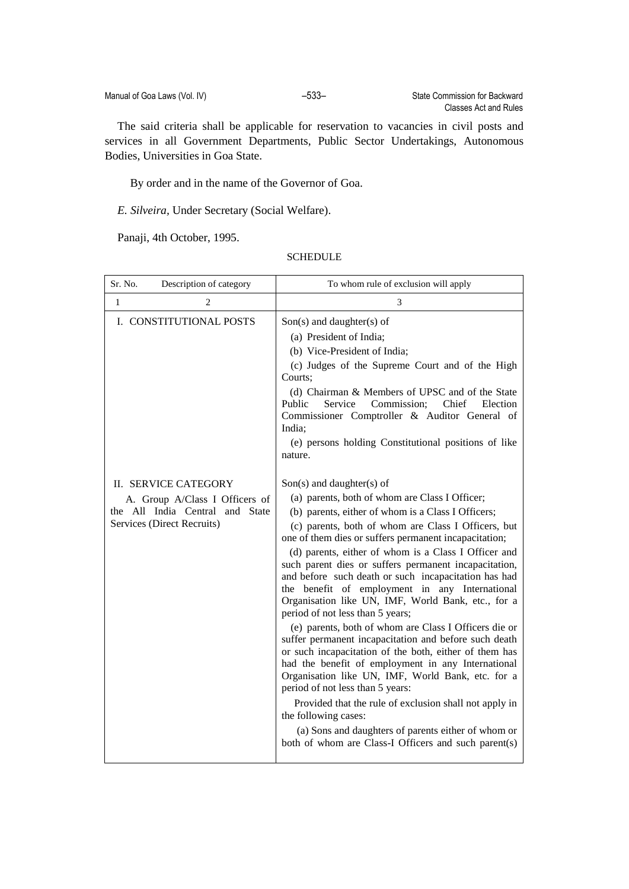The said criteria shall be applicable for reservation to vacancies in civil posts and services in all Government Departments, Public Sector Undertakings, Autonomous Bodies, Universities in Goa State.

By order and in the name of the Governor of Goa.

*E. Silveira,* Under Secretary (Social Welfare).

Panaji, 4th October, 1995.

SCHEDULE

| Sr. No. Description of category | To whom rule of exclusion will apply |
|---|---|
| 1 2 | 3 |
| I. CONSTITUTIONAL POSTS | Son(s) and daughter(s) of<br>(a) President of India;<br>(b) Vice-President of India;<br>(c) Judges of the Supreme Court and of the High Courts;<br>(d) Chairman & Members of UPSC and of the State Public Service Commission; Chief Election Commissioner Comptroller & Auditor General of India;<br>(e) persons holding Constitutional positions of like nature. |
| II. SERVICE CATEGORY<br>A. Group A/Class I Officers of the All India Central and State Services (Direct Recruits) | Son(s) and daughter(s) of<br>(a) parents, both of whom are Class I Officer;<br>(b) parents, either of whom is a Class I Officers;<br>(c) parents, both of whom are Class I Officers, but one of them dies or suffers permanent incapacitation;<br>(d) parents, either of whom is a Class I Officer and such parent dies or suffers permanent incapacitation, and before such death or such incapacitation has had the benefit of employment in any International Organisation like UN, IMF, World Bank, etc., for a period of not less than 5 years;<br>(e) parents, both of whom are Class I Officers die or suffer permanent incapacitation and before such death or such incapacitation of the both, either of them has had the benefit of employment in any International Organisation like UN, IMF, World Bank, etc. for a period of not less than 5 years:<br>Provided that the rule of exclusion shall not apply in the following cases:<br>(a) Sons and daughters of parents either of whom or both of whom are Class-I Officers and such parent(s) |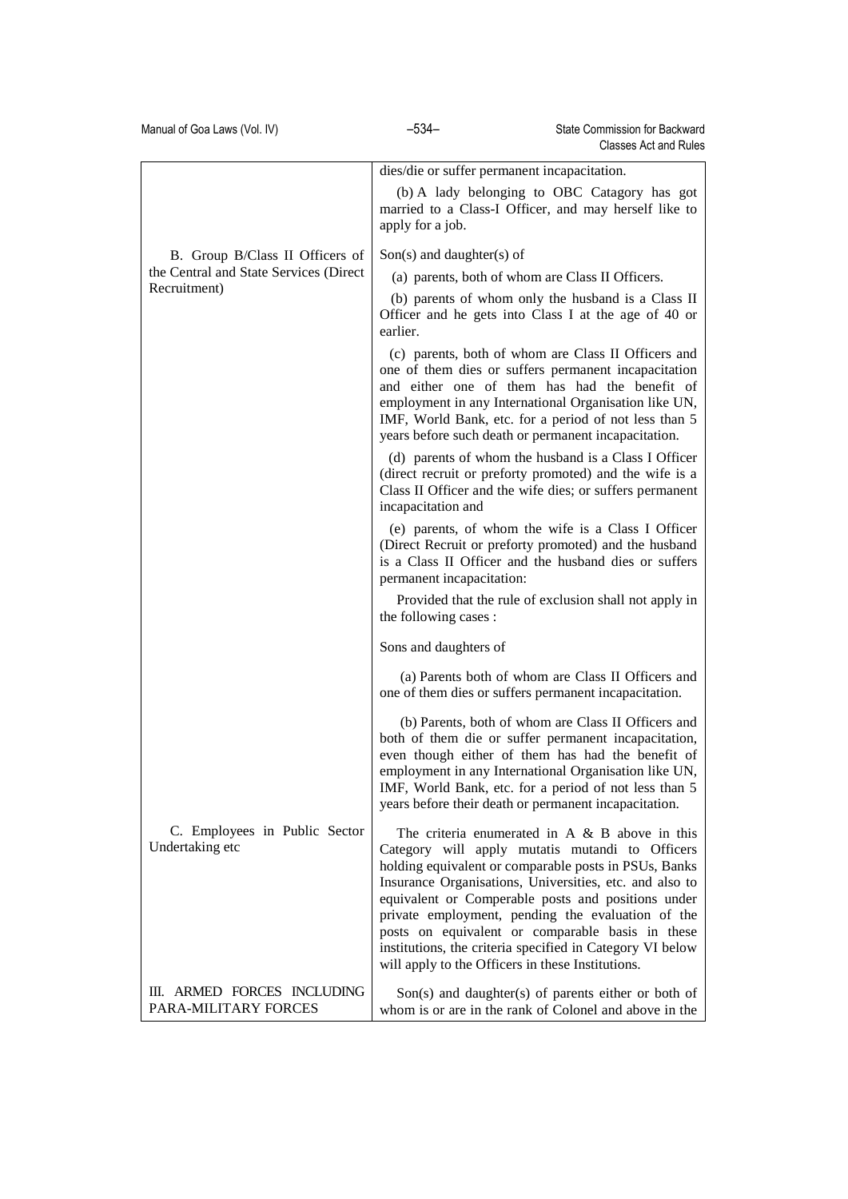| | |
|---|---|
| | dies/die or suffer permanent incapacitation.<br><br>(b) A lady belonging to OBC Catagory has got married to a Class-I Officer, and may herself like to apply for a job. |
| B. Group B/Class II Officers of the Central and State Services (Direct Recruitment) | Son(s) and daughter(s) of<br><br>(a) parents, both of whom are Class II Officers.<br><br>(b) parents of whom only the husband is a Class II Officer and he gets into Class I at the age of 40 or earlier.<br><br>(c) parents, both of whom are Class II Officers and one of them dies or suffers permanent incapacitation and either one of them has had the benefit of employment in any International Organisation like UN, IMF, World Bank, etc. for a period of not less than 5 years before such death or permanent incapacitation.<br><br>(d) parents of whom the husband is a Class I Officer (direct recruit or preforty promoted) and the wife is a Class II Officer and the wife dies; or suffers permanent incapacitation and<br><br>(e) parents, of whom the wife is a Class I Officer (Direct Recruit or preforty promoted) and the husband is a Class II Officer and the husband dies or suffers permanent incapacitation:<br><br>Provided that the rule of exclusion shall not apply in the following cases :<br><br>Sons and daughters of<br><br>(a) Parents both of whom are Class II Officers and one of them dies or suffers permanent incapacitation.<br><br>(b) Parents, both of whom are Class II Officers and both of them die or suffer permanent incapacitation, even though either of them has had the benefit of employment in any International Organisation like UN, IMF, World Bank, etc. for a period of not less than 5 years before their death or permanent incapacitation. |
| C. Employees in Public Sector Undertaking etc | The criteria enumerated in A & B above in this Category will apply mutatis mutandi to Officers holding equivalent or comparable posts in PSUs, Banks Insurance Organisations, Universities, etc. and also to equivalent or Comperable posts and positions under private employment, pending the evaluation of the posts on equivalent or comparable basis in these institutions, the criteria specified in Category VI below will apply to the Officers in these Institutions. |
| III. ARMED FORCES INCLUDING PARA-MILITARY FORCES | Son(s) and daughter(s) of parents either or both of whom is or are in the rank of Colonel and above in the |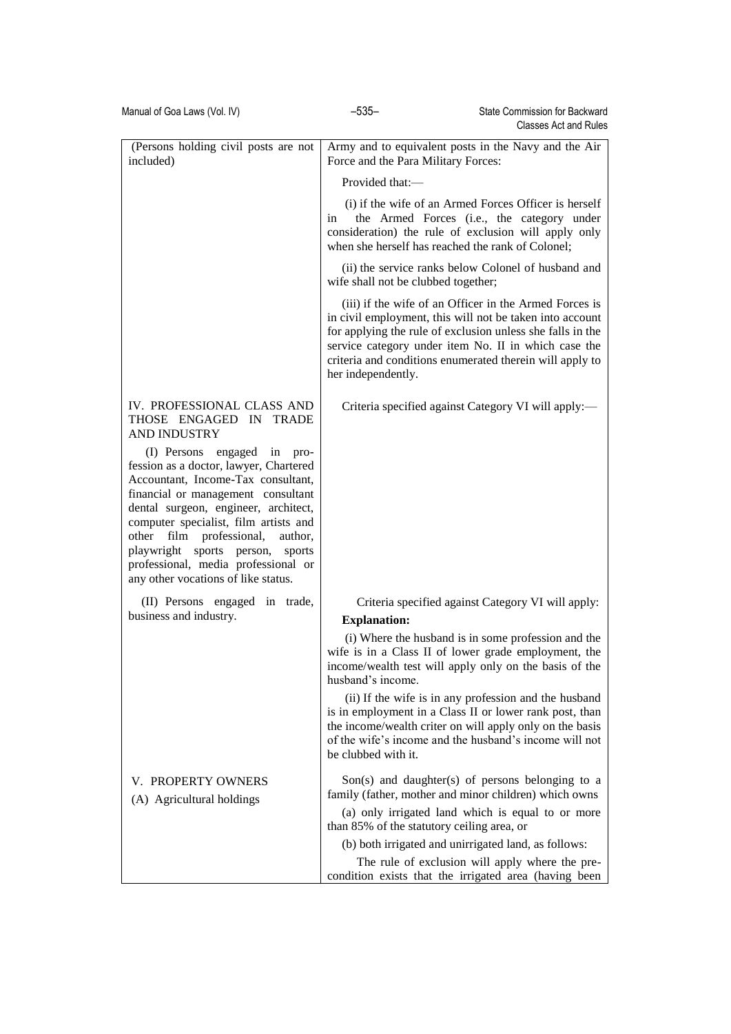| | |
|---|---|
| (Persons holding civil posts are not included) | Army and to equivalent posts in the Navy and the Air Force and the Para Military Forces:<br><br>Provided that:—<br><br>(i) if the wife of an Armed Forces Officer is herself in the Armed Forces (i.e., the category under consideration) the rule of exclusion will apply only when she herself has reached the rank of Colonel;<br><br>(ii) the service ranks below Colonel of husband and wife shall not be clubbed together;<br><br>(iii) if the wife of an Officer in the Armed Forces is in civil employment, this will not be taken into account for applying the rule of exclusion unless she falls in the service category under item No. II in which case the criteria and conditions enumerated therein will apply to her independently. |
| IV. PROFESSIONAL CLASS AND THOSE ENGAGED IN TRADE AND INDUSTRY<br><br>(I) Persons engaged in profession as a doctor, lawyer, Chartered Accountant, Income-Tax consultant, financial or management consultant dental surgeon, engineer, architect, computer specialist, film artists and other film professional, author, playwright sports person, sports professional, media professional or any other vocations of like status. | Criteria specified against Category VI will apply:— |
| (II) Persons engaged in trade, business and industry. | Criteria specified against Category VI will apply:<br><br>**Explanation:**<br><br>(i) Where the husband is in some profession and the wife is in a Class II of lower grade employment, the income/wealth test will apply only on the basis of the husband's income.<br><br>(ii) If the wife is in any profession and the husband is in employment in a Class II or lower rank post, than the income/wealth criter on will apply only on the basis of the wife's income and the husband's income will not be clubbed with it. |
| V. PROPERTY OWNERS<br><br>(A) Agricultural holdings | Son(s) and daughter(s) of persons belonging to a family (father, mother and minor children) which owns<br><br>(a) only irrigated land which is equal to or more than 85% of the statutory ceiling area, or<br><br>(b) both irrigated and unirrigated land, as follows:<br><br>The rule of exclusion will apply where the pre-condition exists that the irrigated area (having been |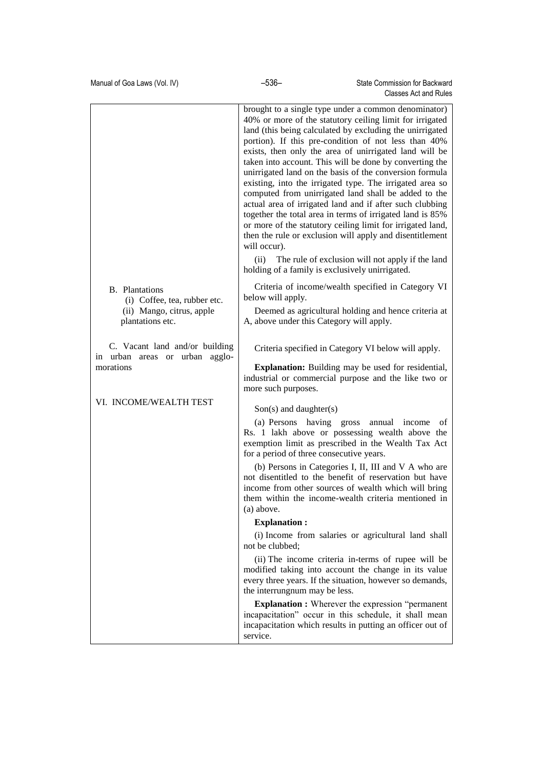| | |
|---|---|
| | brought to a single type under a common denominator) 40% or more of the statutory ceiling limit for irrigated land (this being calculated by excluding the unirrigated portion). If this pre-condition of not less than 40% exists, then only the area of unirrigated land will be taken into account. This will be done by converting the unirrigated land on the basis of the conversion formula existing, into the irrigated type. The irrigated area so computed from unirrigated land shall be added to the actual area of irrigated land and if after such clubbing together the total area in terms of irrigated land is 85% or more of the statutory ceiling limit for irrigated land, then the rule or exclusion will apply and disentitlement will occur).<br><br>(ii) The rule of exclusion will not apply if the land holding of a family is exclusively unirrigated. |
| B. Plantations<br>(i) Coffee, tea, rubber etc.<br>(ii) Mango, citrus, apple plantations etc. | Criteria of income/wealth specified in Category VI below will apply.<br><br>Deemed as agricultural holding and hence criteria at A, above under this Category will apply. |
| C. Vacant land and/or building in urban areas or urban agglomerations | Criteria specified in Category VI below will apply.<br><br>**Explanation:** Building may be used for residential, industrial or commercial purpose and the like two or more such purposes. |
| VI. INCOME/WEALTH TEST | Son(s) and daughter(s)<br><br>(a) Persons having gross annual income of Rs. 1 lakh above or possessing wealth above the exemption limit as prescribed in the Wealth Tax Act for a period of three consecutive years.<br><br>(b) Persons in Categories I, II, III and V A who are not disentitled to the benefit of reservation but have income from other sources of wealth which will bring them within the income-wealth criteria mentioned in (a) above.<br><br>**Explanation :**<br><br>(i) Income from salaries or agricultural land shall not be clubbed;<br><br>(ii) The income criteria in-terms of rupee will be modified taking into account the change in its value every three years. If the situation, however so demands, the interrungnum may be less.<br><br>**Explanation :** Wherever the expression "permanent incapacitation" occur in this schedule, it shall mean incapacitation which results in putting an officer out of service. |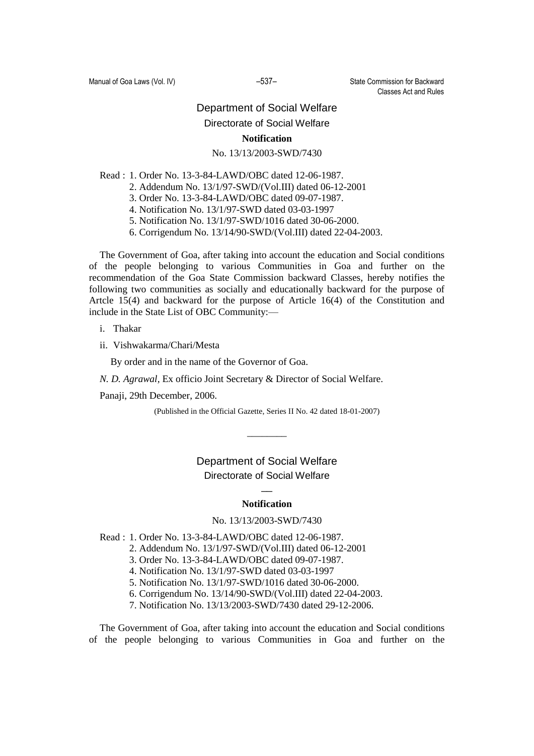## Department of Social Welfare

### Directorate of Social Welfare

**Notification**

No. 13/13/2003-SWD/7430

Read : 1. Order No. 13-3-84-LAWD/OBC dated 12-06-1987.
2. Addendum No. 13/1/97-SWD/(Vol.III) dated 06-12-2001
3. Order No. 13-3-84-LAWD/OBC dated 09-07-1987.
4. Notification No. 13/1/97-SWD dated 03-03-1997
5. Notification No. 13/1/97-SWD/1016 dated 30-06-2000.
6. Corrigendum No. 13/14/90-SWD/(Vol.III) dated 22-04-2003.

The Government of Goa, after taking into account the education and Social conditions of the people belonging to various Communities in Goa and further on the recommendation of the Goa State Commission backward Classes, hereby notifies the following two communities as socially and educationally backward for the purpose of Artcle 15(4) and backward for the purpose of Article 16(4) of the Constitution and include in the State List of OBC Community:—

i. Thakar

ii. Vishwakarma/Chari/Mesta

By order and in the name of the Governor of Goa.

*N. D. Agrawal*, Ex officio Joint Secretary & Director of Social Welfare.

Panaji, 29th December, 2006.

(Published in the Official Gazette, Series II No. 42 dated 18-01-2007)

________

## Department of Social Welfare

### Directorate of Social Welfare

**Notification**

No. 13/13/2003-SWD/7430

Read : 1. Order No. 13-3-84-LAWD/OBC dated 12-06-1987.
2. Addendum No. 13/1/97-SWD/(Vol.III) dated 06-12-2001
3. Order No. 13-3-84-LAWD/OBC dated 09-07-1987.
4. Notification No. 13/1/97-SWD dated 03-03-1997
5. Notification No. 13/1/97-SWD/1016 dated 30-06-2000.
6. Corrigendum No. 13/14/90-SWD/(Vol.III) dated 22-04-2003.
7. Notification No. 13/13/2003-SWD/7430 dated 29-12-2006.

The Government of Goa, after taking into account the education and Social conditions of the people belonging to various Communities in Goa and further on the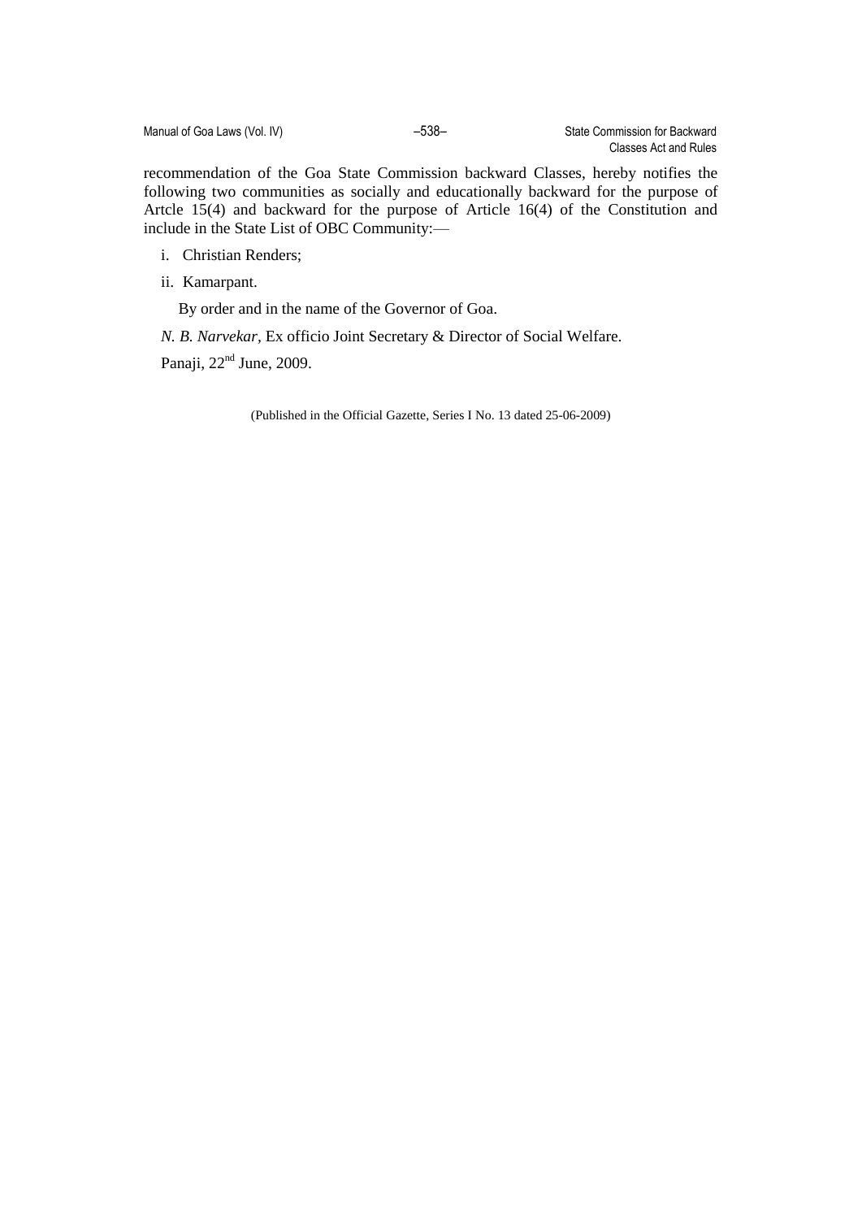recommendation of the Goa State Commission backward Classes, hereby notifies the following two communities as socially and educationally backward for the purpose of Artcle 15(4) and backward for the purpose of Article 16(4) of the Constitution and include in the State List of OBC Community:—

i. Christian Renders;

ii. Kamarpant.

By order and in the name of the Governor of Goa.

*N. B. Narvekar*, Ex officio Joint Secretary & Director of Social Welfare.

Panaji, 22nd June, 2009.

(Published in the Official Gazette, Series I No. 13 dated 25-06-2009)